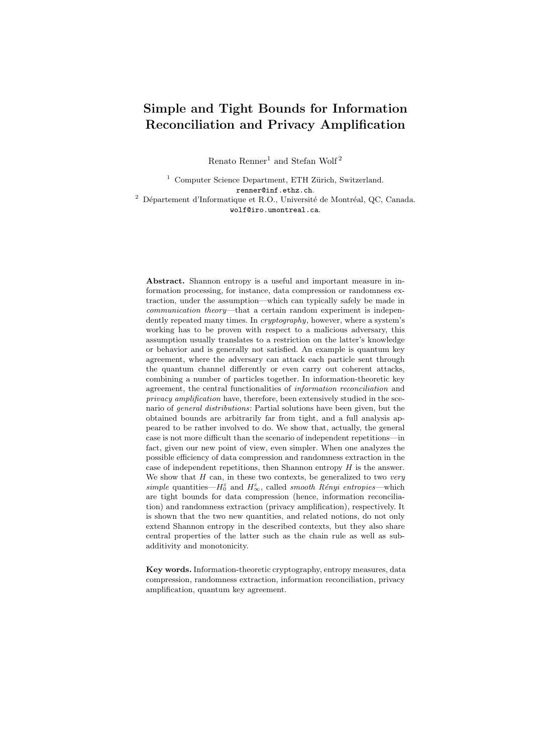# Simple and Tight Bounds for Information Reconciliation and Privacy Amplification

Renato Renner[1] and Stefan Wolf[2]

[1] Computer Science Department, ETH Zürich, Switzerland.
renner@inf.ethz.ch.

[2] Département d'Informatique et R.O., Université de Montréal, QC, Canada.
wolf@iro.umontreal.ca.

**Abstract.** Shannon entropy is a useful and important measure in information processing, for instance, data compression or randomness extraction, under the assumption—which can typically safely be made in *communication theory*—that a certain random experiment is independently repeated many times. In *cryptography*, however, where a system's working has to be proven with respect to a malicious adversary, this assumption usually translates to a restriction on the latter's knowledge or behavior and is generally not satisfied. An example is quantum key agreement, where the adversary can attack each particle sent through the quantum channel differently or even carry out coherent attacks, combining a number of particles together. In information-theoretic key agreement, the central functionalities of *information reconciliation* and *privacy amplification* have, therefore, been extensively studied in the scenario of *general distributions*: Partial solutions have been given, but the obtained bounds are arbitrarily far from tight, and a full analysis appeared to be rather involved to do. We show that, actually, the general case is not more difficult than the scenario of independent repetitions—in fact, given our new point of view, even simpler. When one analyzes the possible efficiency of data compression and randomness extraction in the case of independent repetitions, then Shannon entropy $H$ is the answer. We show that $H$ can, in these two contexts, be generalized to two *very simple* quantities—$H_0^\varepsilon$ and $H_\infty^\varepsilon$, called *smooth Rényi entropies*—which are tight bounds for data compression (hence, information reconciliation) and randomness extraction (privacy amplification), respectively. It is shown that the two new quantities, and related notions, do not only extend Shannon entropy in the described contexts, but they also share central properties of the latter such as the chain rule as well as sub-additivity and monotonicity.

**Key words.** Information-theoretic cryptography, entropy measures, data compression, randomness extraction, information reconciliation, privacy amplification, quantum key agreement.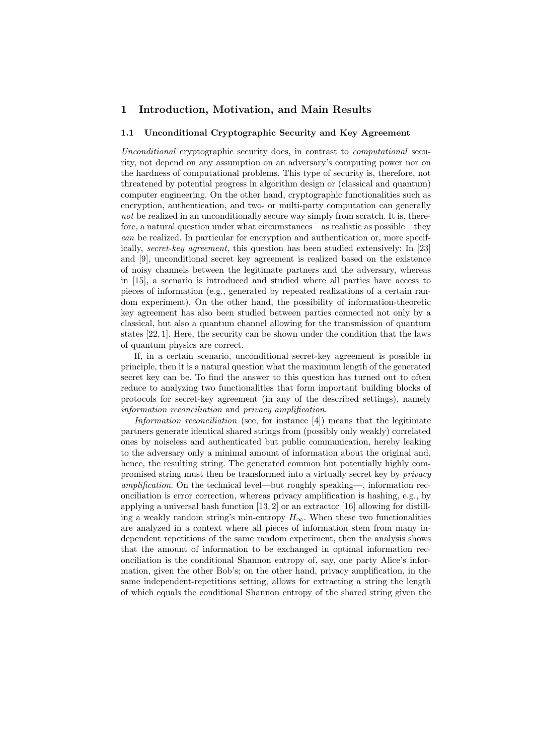# 1 Introduction, Motivation, and Main Results

## 1.1 Unconditional Cryptographic Security and Key Agreement

*Unconditional* cryptographic security does, in contrast to *computational* security, not depend on any assumption on an adversary's computing power nor on the hardness of computational problems. This type of security is, therefore, not threatened by potential progress in algorithm design or (classical and quantum) computer engineering. On the other hand, cryptographic functionalities such as encryption, authentication, and two- or multi-party computation can generally *not* be realized in an unconditionally secure way simply from scratch. It is, therefore, a natural question under what circumstances—as realistic as possible—they *can* be realized. In particular for encryption and authentication or, more specifically, *secret-key agreement*, this question has been studied extensively: In [23] and [9], unconditional secret key agreement is realized based on the existence of noisy channels between the legitimate partners and the adversary, whereas in [15], a scenario is introduced and studied where all parties have access to pieces of information (e.g., generated by repeated realizations of a certain random experiment). On the other hand, the possibility of information-theoretic key agreement has also been studied between parties connected not only by a classical, but also a quantum channel allowing for the transmission of quantum states [22, 1]. Here, the security can be shown under the condition that the laws of quantum physics are correct.

If, in a certain scenario, unconditional secret-key agreement is possible in principle, then it is a natural question what the maximum length of the generated secret key can be. To find the answer to this question has turned out to often reduce to analyzing two functionalities that form important building blocks of protocols for secret-key agreement (in any of the described settings), namely *information reconciliation* and *privacy amplification*.

*Information reconciliation* (see, for instance [4]) means that the legitimate partners generate identical shared strings from (possibly only weakly) correlated ones by noiseless and authenticated but public communication, hereby leaking to the adversary only a minimal amount of information about the original and, hence, the resulting string. The generated common but potentially highly compromised string must then be transformed into a virtually secret key by *privacy amplification*. On the technical level—but roughly speaking—, information reconciliation is error correction, whereas privacy amplification is hashing, e.g., by applying a universal hash function [13, 2] or an extractor [16] allowing for distilling a weakly random string's min-entropy $H_\infty$. When these two functionalities are analyzed in a context where all pieces of information stem from many independent repetitions of the same random experiment, then the analysis shows that the amount of information to be exchanged in optimal information reconciliation is the conditional Shannon entropy of, say, one party Alice's information, given the other Bob's; on the other hand, privacy amplification, in the same independent-repetitions setting, allows for extracting a string the length of which equals the conditional Shannon entropy of the shared string given the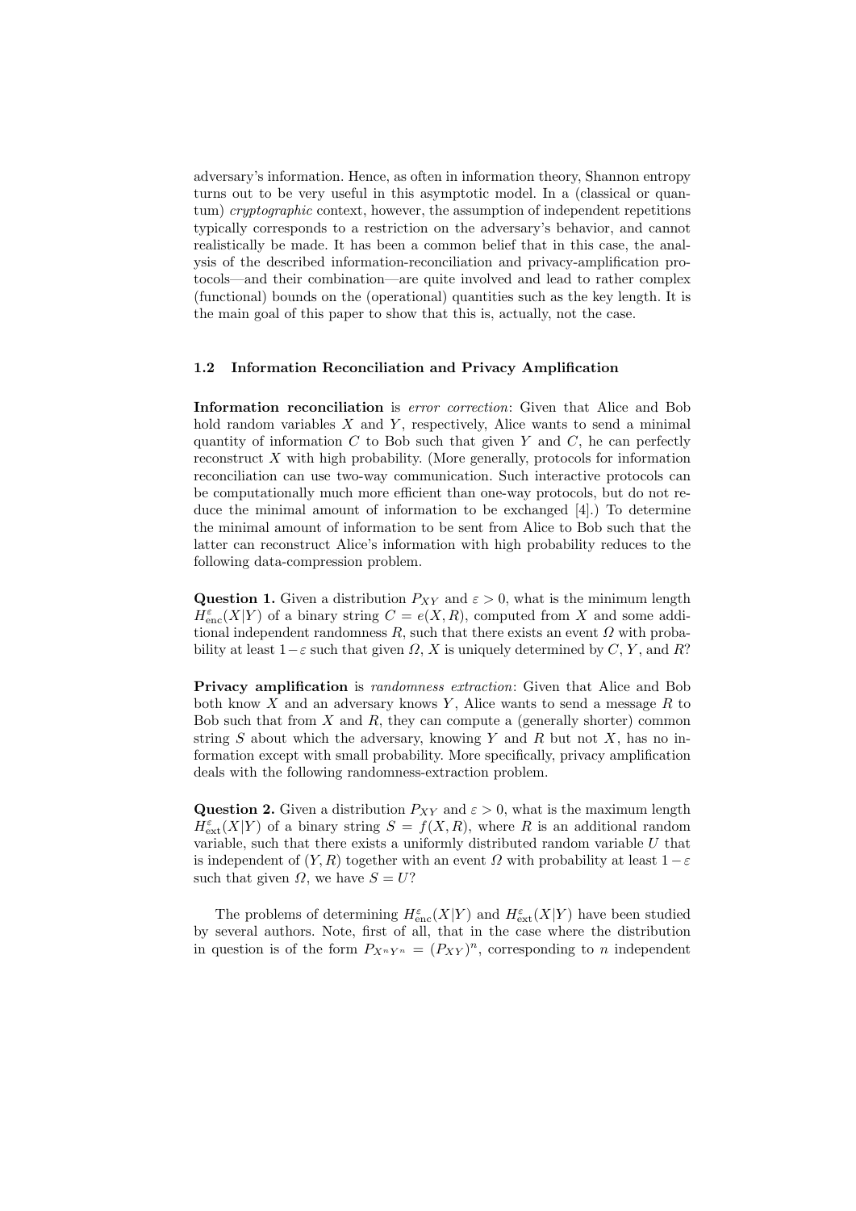adversary's information. Hence, as often in information theory, Shannon entropy turns out to be very useful in this asymptotic model. In a (classical or quantum) *cryptographic* context, however, the assumption of independent repetitions typically corresponds to a restriction on the adversary's behavior, and cannot realistically be made. It has been a common belief that in this case, the analysis of the described information-reconciliation and privacy-amplification protocols—and their combination—are quite involved and lead to rather complex (functional) bounds on the (operational) quantities such as the key length. It is the main goal of this paper to show that this is, actually, not the case.

### 1.2 Information Reconciliation and Privacy Amplification

**Information reconciliation** is *error correction*: Given that Alice and Bob hold random variables $X$ and $Y$, respectively, Alice wants to send a minimal quantity of information $C$ to Bob such that given $Y$ and $C$, he can perfectly reconstruct $X$ with high probability. (More generally, protocols for information reconciliation can use two-way communication. Such interactive protocols can be computationally much more efficient than one-way protocols, but do not reduce the minimal amount of information to be exchanged [4].) To determine the minimal amount of information to be sent from Alice to Bob such that the latter can reconstruct Alice's information with high probability reduces to the following data-compression problem.

**Question 1.** Given a distribution $P_{XY}$ and $\varepsilon > 0$, what is the minimum length $H^{\varepsilon}_{\mathrm{enc}}(X|Y)$ of a binary string $C = e(X, R)$, computed from $X$ and some additional independent randomness $R$, such that there exists an event $\Omega$ with probability at least $1-\varepsilon$ such that given $\Omega$, $X$ is uniquely determined by $C$, $Y$, and $R$?

**Privacy amplification** is *randomness extraction*: Given that Alice and Bob both know $X$ and an adversary knows $Y$, Alice wants to send a message $R$ to Bob such that from $X$ and $R$, they can compute a (generally shorter) common string $S$ about which the adversary, knowing $Y$ and $R$ but not $X$, has no information except with small probability. More specifically, privacy amplification deals with the following randomness-extraction problem.

**Question 2.** Given a distribution $P_{XY}$ and $\varepsilon > 0$, what is the maximum length $H^{\varepsilon}_{\mathrm{ext}}(X|Y)$ of a binary string $S = f(X, R)$, where $R$ is an additional random variable, such that there exists a uniformly distributed random variable $U$ that is independent of $(Y, R)$ together with an event $\Omega$ with probability at least $1-\varepsilon$ such that given $\Omega$, we have $S = U$?

The problems of determining $H^{\varepsilon}_{\mathrm{enc}}(X|Y)$ and $H^{\varepsilon}_{\mathrm{ext}}(X|Y)$ have been studied by several authors. Note, first of all, that in the case where the distribution in question is of the form $P_{X^nY^n} = (P_{XY})^n$, corresponding to $n$ independent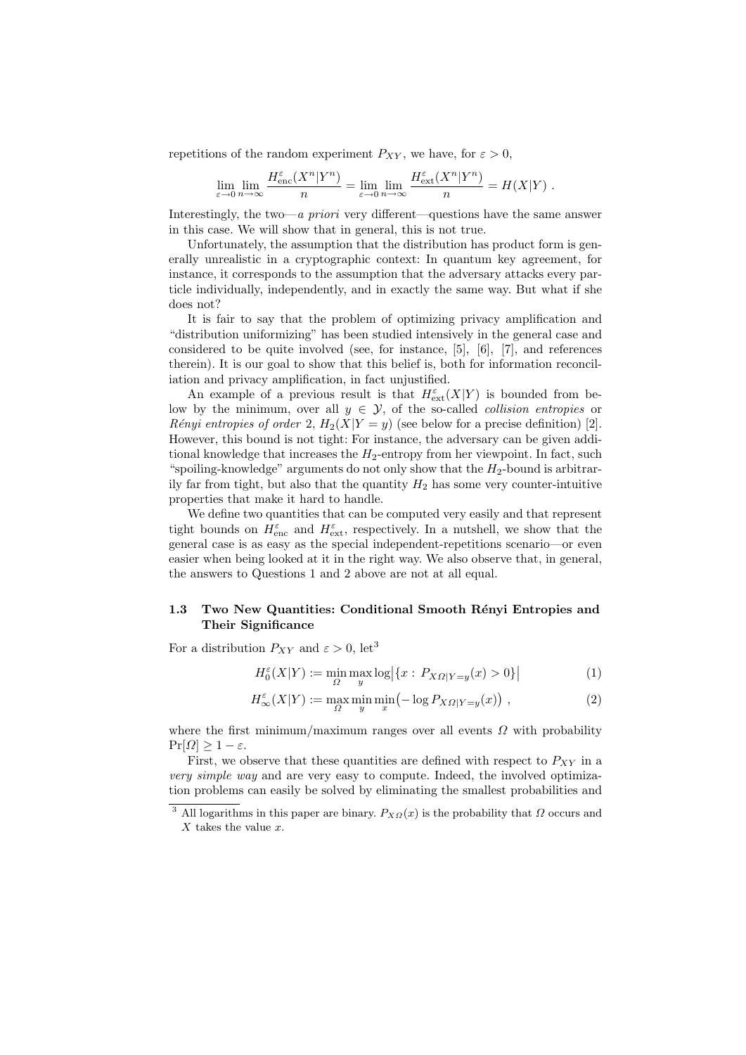repetitions of the random experiment $P_{XY}$, we have, for $\varepsilon > 0$,

$$\lim_{\varepsilon \to 0} \lim_{n \to \infty} \frac{H^{\varepsilon}_{\mathrm{enc}}(X^n|Y^n)}{n} = \lim_{\varepsilon \to 0} \lim_{n \to \infty} \frac{H^{\varepsilon}_{\mathrm{ext}}(X^n|Y^n)}{n} = H(X|Y) \ .$$

Interestingly, the two—*a priori* very different—questions have the same answer in this case. We will show that in general, this is not true.

Unfortunately, the assumption that the distribution has product form is generally unrealistic in a cryptographic context: In quantum key agreement, for instance, it corresponds to the assumption that the adversary attacks every particle individually, independently, and in exactly the same way. But what if she does not?

It is fair to say that the problem of optimizing privacy amplification and "distribution uniformizing" has been studied intensively in the general case and considered to be quite involved (see, for instance, [5], [6], [7], and references therein). It is our goal to show that this belief is, both for information reconciliation and privacy amplification, in fact unjustified.

An example of a previous result is that $H^{\varepsilon}_{\mathrm{ext}}(X|Y)$ is bounded from below by the minimum, over all $y \in \mathcal{Y}$, of the so-called *collision entropies* or *Rényi entropies of order* 2, $H_2(X|Y = y)$ (see below for a precise definition) [2]. However, this bound is not tight: For instance, the adversary can be given additional knowledge that increases the $H_2$-entropy from her viewpoint. In fact, such "spoiling-knowledge" arguments do not only show that the $H_2$-bound is arbitrarily far from tight, but also that the quantity $H_2$ has some very counter-intuitive properties that make it hard to handle.

We define two quantities that can be computed very easily and that represent tight bounds on $H^{\varepsilon}_{\mathrm{enc}}$ and $H^{\varepsilon}_{\mathrm{ext}}$, respectively. In a nutshell, we show that the general case is as easy as the special independent-repetitions scenario—or even easier when being looked at it in the right way. We also observe that, in general, the answers to Questions 1 and 2 above are not at all equal.

### 1.3 Two New Quantities: Conditional Smooth Rényi Entropies and Their Significance

For a distribution $P_{XY}$ and $\varepsilon > 0$, let[3]

$$H^{\varepsilon}_0(X|Y) := \min_{\Omega} \max_{y} \log\bigl|\{x : P_{X\Omega|Y=y}(x) > 0\}\bigr| \tag{1}$$

$$H^{\varepsilon}_{\infty}(X|Y) := \max_{\Omega} \min_{y} \min_{x}\bigl(-\log P_{X\Omega|Y=y}(x)\bigr) \ , \tag{2}$$

where the first minimum/maximum ranges over all events $\Omega$ with probability $\Pr[\Omega] \geq 1 - \varepsilon$.

First, we observe that these quantities are defined with respect to $P_{XY}$ in a *very simple way* and are very easy to compute. Indeed, the involved optimization problems can easily be solved by eliminating the smallest probabilities and

[3] All logarithms in this paper are binary. $P_{X\Omega}(x)$ is the probability that $\Omega$ occurs and $X$ takes the value $x$.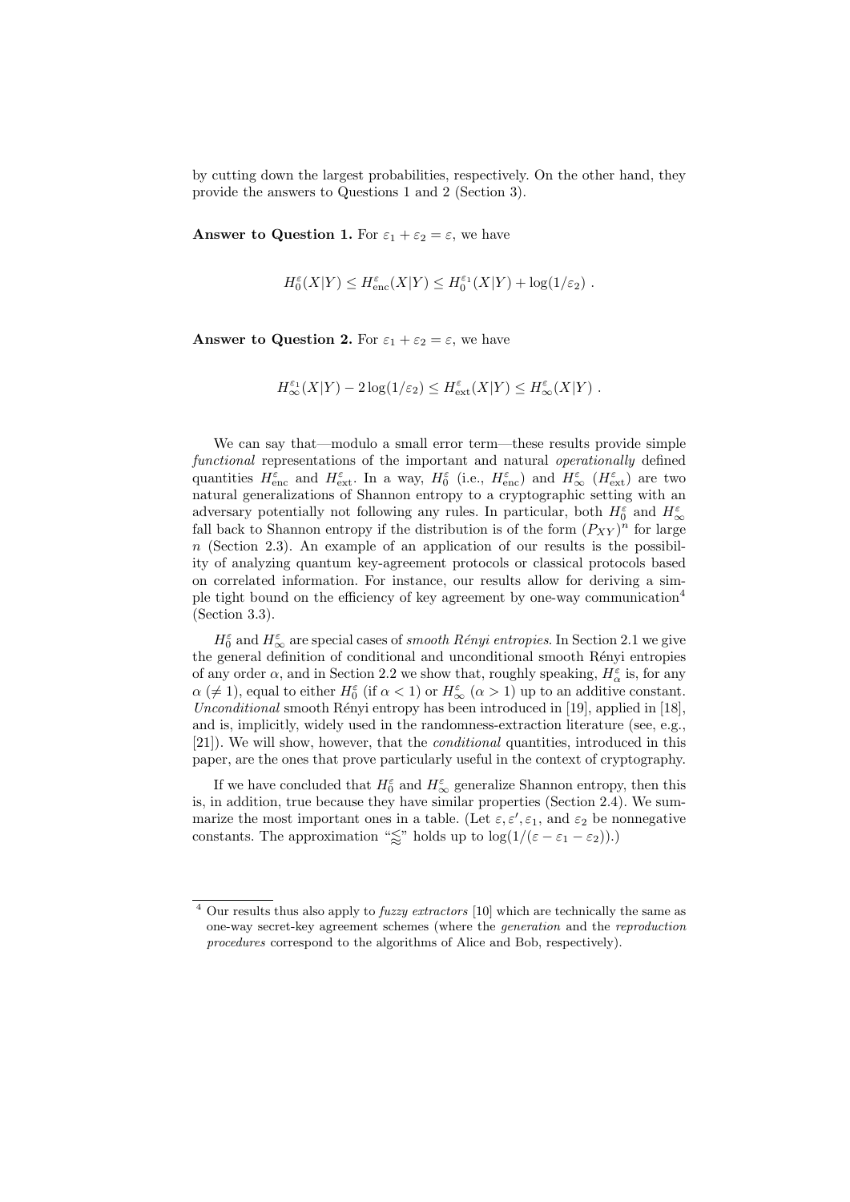by cutting down the largest probabilities, respectively. On the other hand, they provide the answers to Questions 1 and 2 (Section 3).

**Answer to Question 1.** For $\varepsilon_1 + \varepsilon_2 = \varepsilon$, we have

$$H_0^{\varepsilon}(X|Y) \leq H_{\mathrm{enc}}^{\varepsilon}(X|Y) \leq H_0^{\varepsilon_1}(X|Y) + \log(1/\varepsilon_2) \ .$$

**Answer to Question 2.** For $\varepsilon_1 + \varepsilon_2 = \varepsilon$, we have

$$H_{\infty}^{\varepsilon_1}(X|Y) - 2\log(1/\varepsilon_2) \leq H_{\mathrm{ext}}^{\varepsilon}(X|Y) \leq H_{\infty}^{\varepsilon}(X|Y) \ .$$

We can say that—modulo a small error term—these results provide simple *functional* representations of the important and natural *operationally* defined quantities $H_{\mathrm{enc}}^{\varepsilon}$ and $H_{\mathrm{ext}}^{\varepsilon}$. In a way, $H_0^{\varepsilon}$ (i.e., $H_{\mathrm{enc}}^{\varepsilon}$) and $H_{\infty}^{\varepsilon}$ ($H_{\mathrm{ext}}^{\varepsilon}$) are two natural generalizations of Shannon entropy to a cryptographic setting with an adversary potentially not following any rules. In particular, both $H_0^{\varepsilon}$ and $H_{\infty}^{\varepsilon}$ fall back to Shannon entropy if the distribution is of the form $(P_{XY})^n$ for large $n$ (Section 2.3). An example of an application of our results is the possibility of analyzing quantum key-agreement protocols or classical protocols based on correlated information. For instance, our results allow for deriving a simple tight bound on the efficiency of key agreement by one-way communication[4] (Section 3.3).

$H_0^{\varepsilon}$ and $H_{\infty}^{\varepsilon}$ are special cases of *smooth Rényi entropies*. In Section 2.1 we give the general definition of conditional and unconditional smooth Rényi entropies of any order $\alpha$, and in Section 2.2 we show that, roughly speaking, $H_{\alpha}^{\varepsilon}$ is, for any $\alpha$ ($\neq 1$), equal to either $H_0^{\varepsilon}$ (if $\alpha < 1$) or $H_{\infty}^{\varepsilon}$ ($\alpha > 1$) up to an additive constant. *Unconditional* smooth Rényi entropy has been introduced in [19], applied in [18], and is, implicitly, widely used in the randomness-extraction literature (see, e.g., [21]). We will show, however, that the *conditional* quantities, introduced in this paper, are the ones that prove particularly useful in the context of cryptography.

If we have concluded that $H_0^{\varepsilon}$ and $H_{\infty}^{\varepsilon}$ generalize Shannon entropy, then this is, in addition, true because they have similar properties (Section 2.4). We summarize the most important ones in a table. (Let $\varepsilon, \varepsilon', \varepsilon_1$, and $\varepsilon_2$ be nonnegative constants. The approximation "$\lessapprox$" holds up to $\log(1/(\varepsilon - \varepsilon_1 - \varepsilon_2))$.)

---

[4] Our results thus also apply to *fuzzy extractors* [10] which are technically the same as one-way secret-key agreement schemes (where the *generation* and the *reproduction procedures* correspond to the algorithms of Alice and Bob, respectively).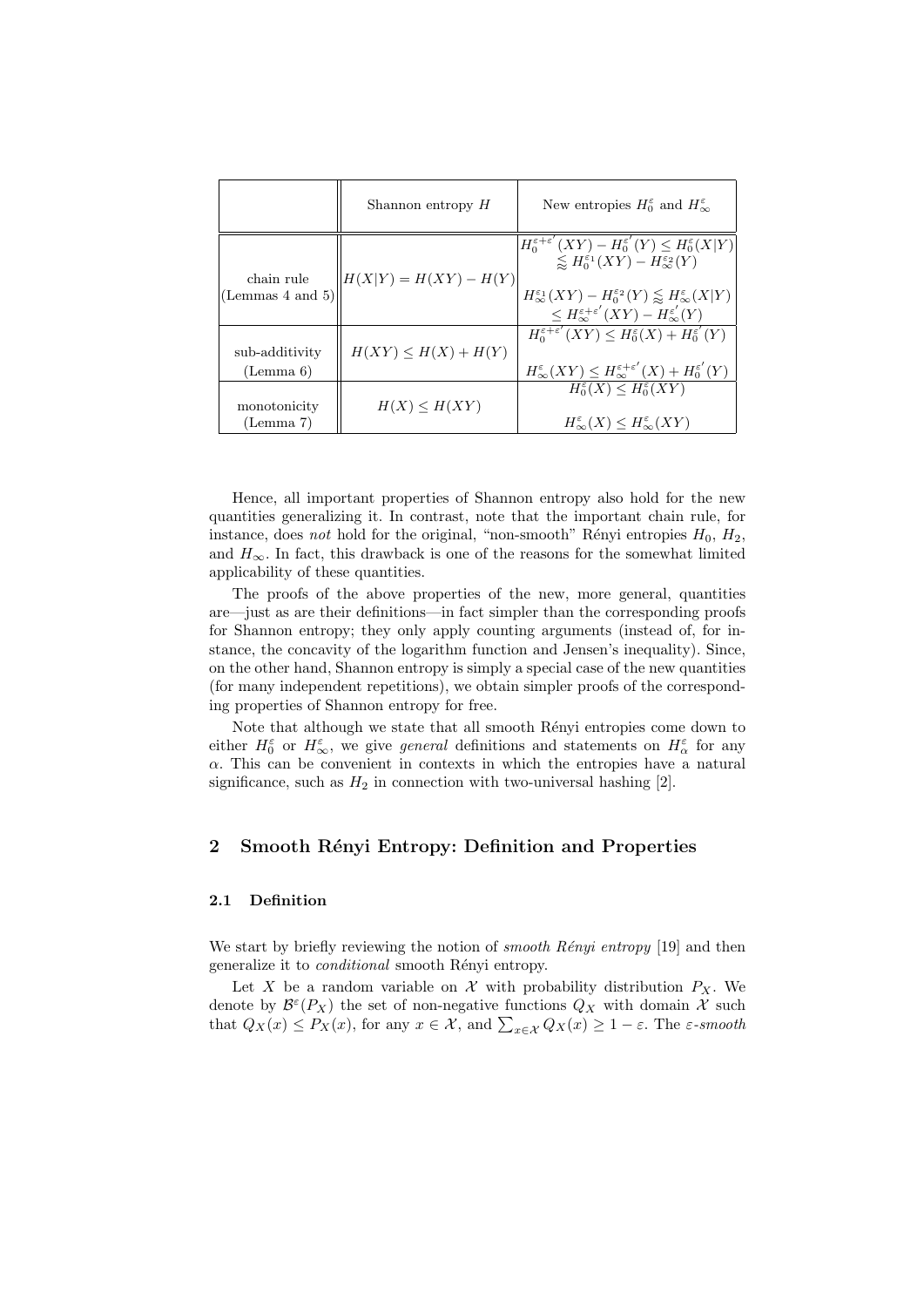|  | Shannon entropy $H$ | New entropies $H_0^\varepsilon$ and $H_\infty^\varepsilon$ |
|---|---|---|
| chain rule (Lemmas 4 and 5) | $H(X\|Y) = H(XY) - H(Y)$ | $H_0^{\varepsilon+\varepsilon'}(XY) - H_0^{\varepsilon'}(Y) \leq H_0^\varepsilon(X\|Y) \lessapprox H_0^{\varepsilon_1}(XY) - H_\infty^{\varepsilon_2}(Y)$ <br> $H_\infty^{\varepsilon_1}(XY) - H_0^{\varepsilon_2}(Y) \lessapprox H_\infty^\varepsilon(X\|Y) \leq H_\infty^{\varepsilon+\varepsilon'}(XY) - H_\infty^{\varepsilon'}(Y)$ |
| sub-additivity (Lemma 6) | $H(XY) \leq H(X) + H(Y)$ | $H_0^{\varepsilon+\varepsilon'}(XY) \leq H_0^\varepsilon(X) + H_0^{\varepsilon'}(Y)$ <br> $H_\infty^\varepsilon(XY) \leq H_\infty^{\varepsilon+\varepsilon'}(X) + H_0^{\varepsilon'}(Y)$ |
| monotonicity (Lemma 7) | $H(X) \leq H(XY)$ | $H_0^\varepsilon(X) \leq H_0^\varepsilon(XY)$ <br> $H_\infty^\varepsilon(X) \leq H_\infty^\varepsilon(XY)$ |

Hence, all important properties of Shannon entropy also hold for the new quantities generalizing it. In contrast, note that the important chain rule, for instance, does *not* hold for the original, "non-smooth" Rényi entropies $H_0$, $H_2$, and $H_\infty$. In fact, this drawback is one of the reasons for the somewhat limited applicability of these quantities.

The proofs of the above properties of the new, more general, quantities are—just as are their definitions—in fact simpler than the corresponding proofs for Shannon entropy; they only apply counting arguments (instead of, for instance, the concavity of the logarithm function and Jensen's inequality). Since, on the other hand, Shannon entropy is simply a special case of the new quantities (for many independent repetitions), we obtain simpler proofs of the corresponding properties of Shannon entropy for free.

Note that although we state that all smooth Rényi entropies come down to either $H_0^\varepsilon$ or $H_\infty^\varepsilon$, we give *general* definitions and statements on $H_\alpha^\varepsilon$ for any $\alpha$. This can be convenient in contexts in which the entropies have a natural significance, such as $H_2$ in connection with two-universal hashing [2].

## 2 Smooth Rényi Entropy: Definition and Properties

### 2.1 Definition

We start by briefly reviewing the notion of *smooth Rényi entropy* [19] and then generalize it to *conditional* smooth Rényi entropy.

Let $X$ be a random variable on $\mathcal{X}$ with probability distribution $P_X$. We denote by $\mathcal{B}^\varepsilon(P_X)$ the set of non-negative functions $Q_X$ with domain $\mathcal{X}$ such that $Q_X(x) \leq P_X(x)$, for any $x \in \mathcal{X}$, and $\sum_{x \in \mathcal{X}} Q_X(x) \geq 1 - \varepsilon$. The *$\varepsilon$-smooth*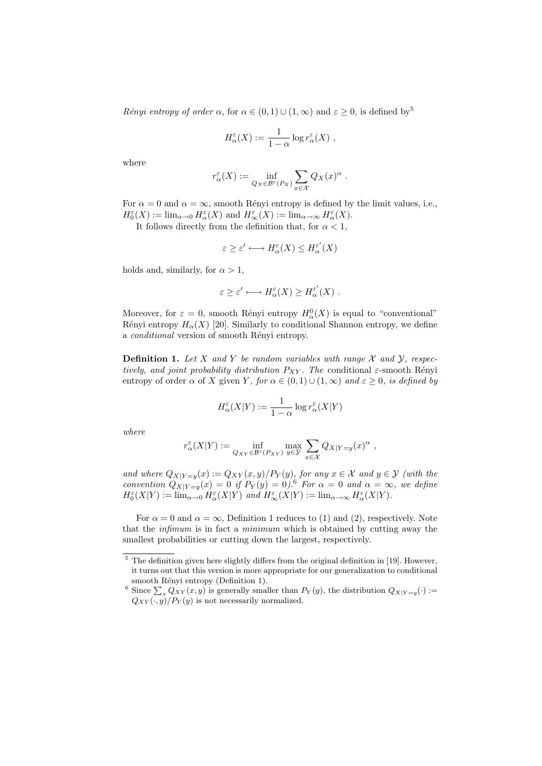*Rényi entropy of order* $\alpha$, for $\alpha \in (0,1) \cup (1,\infty)$ and $\varepsilon \geq 0$, is defined by[5]

$$H_\alpha^\varepsilon(X) := \frac{1}{1-\alpha} \log r_\alpha^\varepsilon(X) \ ,$$

where

$$r_\alpha^\varepsilon(X) := \inf_{Q_X \in \mathcal{B}^\varepsilon(P_X)} \sum_{x \in \mathcal{X}} Q_X(x)^\alpha \ .$$

For $\alpha = 0$ and $\alpha = \infty$, smooth Rényi entropy is defined by the limit values, i.e., $H_0^\varepsilon(X) := \lim_{\alpha \to 0} H_\alpha^\varepsilon(X)$ and $H_\infty^\varepsilon(X) := \lim_{\alpha \to \infty} H_\alpha^\varepsilon(X)$.

It follows directly from the definition that, for $\alpha < 1$,

$$\varepsilon \geq \varepsilon' \longleftrightarrow H_\alpha^\varepsilon(X) \leq H_\alpha^{\varepsilon'}(X)$$

holds and, similarly, for $\alpha > 1$,

$$\varepsilon \geq \varepsilon' \longleftrightarrow H_\alpha^\varepsilon(X) \geq H_\alpha^{\varepsilon'}(X) \ .$$

Moreover, for $\varepsilon = 0$, smooth Rényi entropy $H_\alpha^0(X)$ is equal to "conventional" Rényi entropy $H_\alpha(X)$ [20]. Similarly to conditional Shannon entropy, we define a *conditional* version of smooth Rényi entropy.

**Definition 1.** *Let $X$ and $Y$ be random variables with range $\mathcal{X}$ and $\mathcal{Y}$, respectively, and joint probability distribution $P_{XY}$. The* conditional $\varepsilon$-smooth Rényi entropy of order $\alpha$ of $X$ given $Y$*, for $\alpha \in (0,1) \cup (1,\infty)$ and $\varepsilon \geq 0$, is defined by*

$$H_\alpha^\varepsilon(X|Y) := \frac{1}{1-\alpha} \log r_\alpha^\varepsilon(X|Y)$$

*where*

$$r_\alpha^\varepsilon(X|Y) := \inf_{Q_{XY} \in \mathcal{B}^\varepsilon(P_{XY})} \max_{y \in \mathcal{Y}} \sum_{x \in \mathcal{X}} Q_{X|Y=y}(x)^\alpha \ ,$$

*and where $Q_{X|Y=y}(x) := Q_{XY}(x,y)/P_Y(y)$, for any $x \in \mathcal{X}$ and $y \in \mathcal{Y}$ (with the convention $Q_{X|Y=y}(x) = 0$ if $P_Y(y) = 0$).*[6] *For $\alpha = 0$ and $\alpha = \infty$, we define $H_0^\varepsilon(X|Y) := \lim_{\alpha \to 0} H_\alpha^\varepsilon(X|Y)$ and $H_\infty^\varepsilon(X|Y) := \lim_{\alpha \to \infty} H_\alpha^\varepsilon(X|Y)$.*

For $\alpha = 0$ and $\alpha = \infty$, Definition 1 reduces to (1) and (2), respectively. Note that the *infimum* is in fact a *minimum* which is obtained by cutting away the smallest probabilities or cutting down the largest, respectively.

---

[5] The definition given here slightly differs from the original definition in [19]. However, it turns out that this version is more appropriate for our generalization to conditional smooth Rényi entropy (Definition 1).

[6] Since $\sum_x Q_{XY}(x,y)$ is generally smaller than $P_Y(y)$, the distribution $Q_{X|Y=y}(\cdot) := Q_{XY}(\cdot,y)/P_Y(y)$ is not necessarily normalized.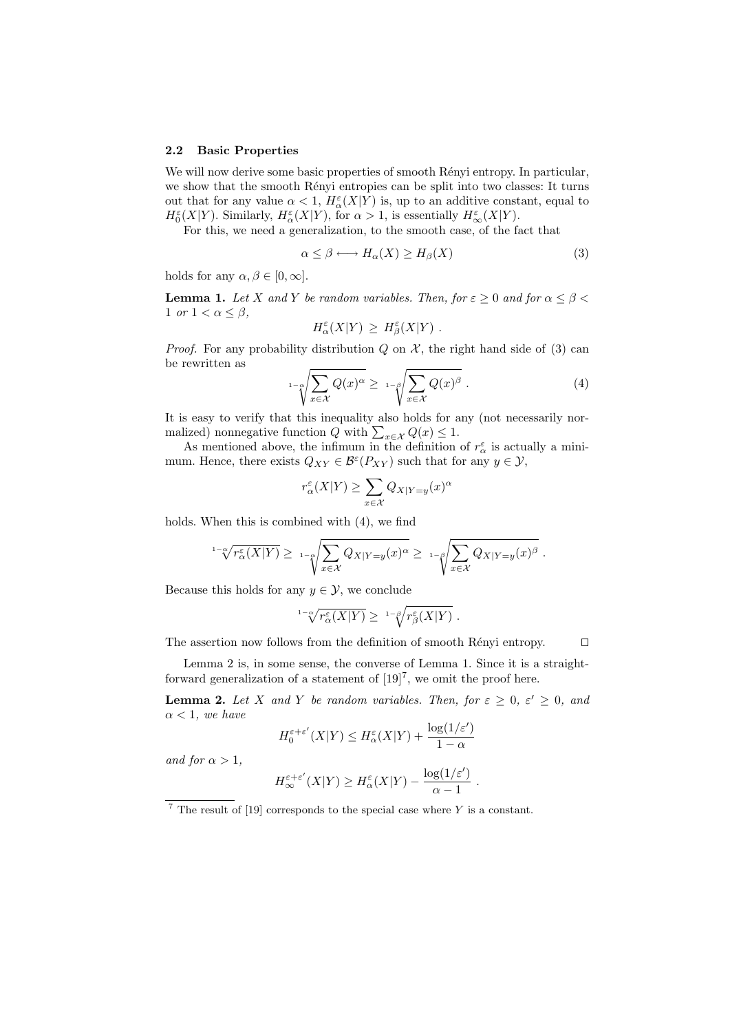### 2.2 Basic Properties

We will now derive some basic properties of smooth Rényi entropy. In particular, we show that the smooth Rényi entropies can be split into two classes: It turns out that for any value $\alpha < 1$, $H_\alpha^\varepsilon(X|Y)$ is, up to an additive constant, equal to $H_0^\varepsilon(X|Y)$. Similarly, $H_\alpha^\varepsilon(X|Y)$, for $\alpha > 1$, is essentially $H_\infty^\varepsilon(X|Y)$.

For this, we need a generalization, to the smooth case, of the fact that

$$\alpha \leq \beta \longleftrightarrow H_\alpha(X) \geq H_\beta(X) \tag{3}$$

holds for any $\alpha, \beta \in [0, \infty]$.

**Lemma 1.** *Let $X$ and $Y$ be random variables. Then, for $\varepsilon \geq 0$ and for $\alpha \leq \beta < 1$ or $1 < \alpha \leq \beta$,*

$$H_\alpha^\varepsilon(X|Y) \geq H_\beta^\varepsilon(X|Y) .$$

*Proof.* For any probability distribution $Q$ on $\mathcal{X}$, the right hand side of (3) can be rewritten as

$$\sqrt[1-\alpha]{\sum_{x \in \mathcal{X}} Q(x)^\alpha} \geq \sqrt[1-\beta]{\sum_{x \in \mathcal{X}} Q(x)^\beta} . \tag{4}$$

It is easy to verify that this inequality also holds for any (not necessarily normalized) nonnegative function $Q$ with $\sum_{x \in \mathcal{X}} Q(x) \leq 1$.

As mentioned above, the infimum in the definition of $r_\alpha^\varepsilon$ is actually a minimum. Hence, there exists $Q_{XY} \in \mathcal{B}^\varepsilon(P_{XY})$ such that for any $y \in \mathcal{Y}$,

$$r_\alpha^\varepsilon(X|Y) \geq \sum_{x \in \mathcal{X}} Q_{X|Y=y}(x)^\alpha$$

holds. When this is combined with (4), we find

$$\sqrt[1-\alpha]{r_\alpha^\varepsilon(X|Y)} \geq \sqrt[1-\alpha]{\sum_{x \in \mathcal{X}} Q_{X|Y=y}(x)^\alpha} \geq \sqrt[1-\beta]{\sum_{x \in \mathcal{X}} Q_{X|Y=y}(x)^\beta} .$$

Because this holds for any $y \in \mathcal{Y}$, we conclude

$$\sqrt[1-\alpha]{r_\alpha^\varepsilon(X|Y)} \geq \sqrt[1-\beta]{r_\beta^\varepsilon(X|Y)} .$$

The assertion now follows from the definition of smooth Rényi entropy. □

Lemma 2 is, in some sense, the converse of Lemma 1. Since it is a straightforward generalization of a statement of [19][7], we omit the proof here.

**Lemma 2.** *Let $X$ and $Y$ be random variables. Then, for $\varepsilon \geq 0$, $\varepsilon' \geq 0$, and $\alpha < 1$, we have*

$$H_0^{\varepsilon+\varepsilon'}(X|Y) \leq H_\alpha^\varepsilon(X|Y) + \frac{\log(1/\varepsilon')}{1-\alpha}$$

*and for $\alpha > 1$,*

$$H_\infty^{\varepsilon+\varepsilon'}(X|Y) \geq H_\alpha^\varepsilon(X|Y) - \frac{\log(1/\varepsilon')}{\alpha - 1} .$$

[7] The result of [19] corresponds to the special case where $Y$ is a constant.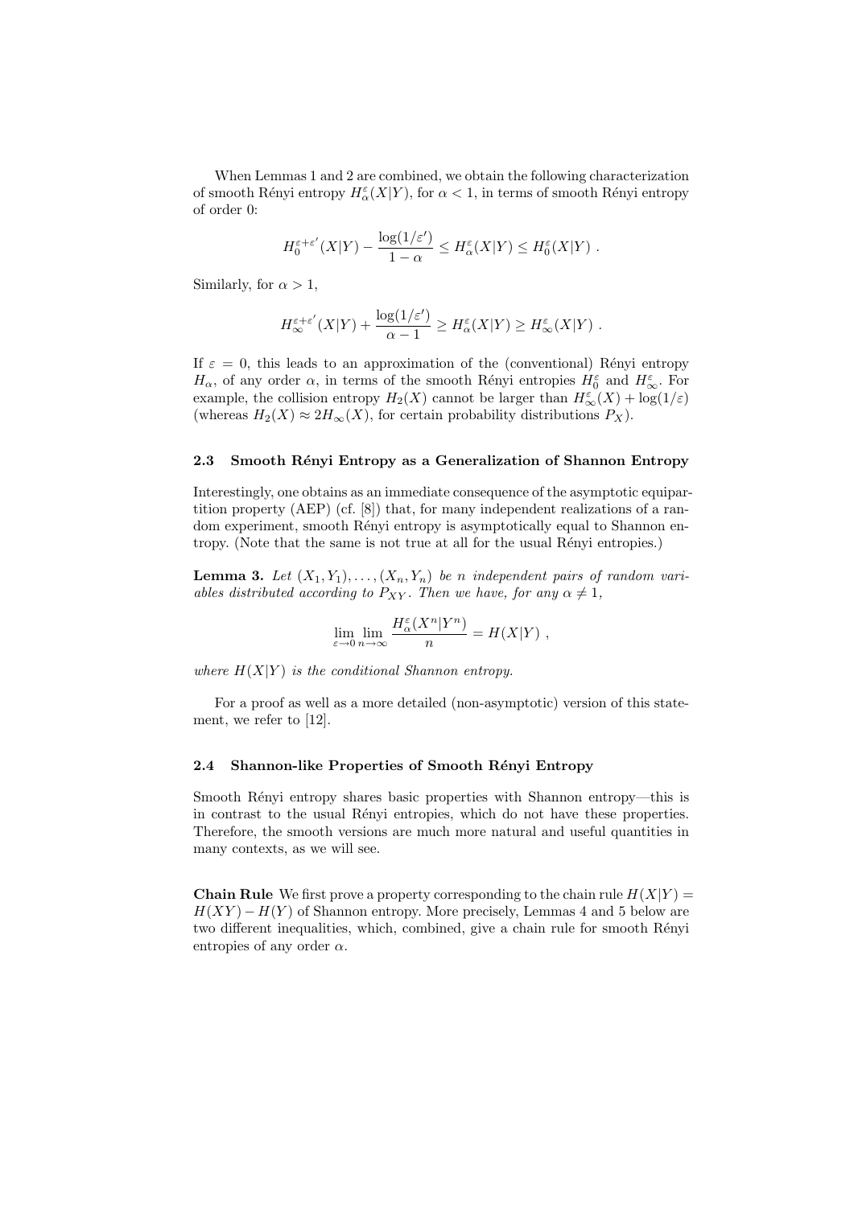When Lemmas 1 and 2 are combined, we obtain the following characterization of smooth Rényi entropy $H_\alpha^\varepsilon(X|Y)$, for $\alpha < 1$, in terms of smooth Rényi entropy of order 0:

$$H_0^{\varepsilon+\varepsilon'}(X|Y) - \frac{\log(1/\varepsilon')}{1-\alpha} \leq H_\alpha^\varepsilon(X|Y) \leq H_0^\varepsilon(X|Y) \ .$$

Similarly, for $\alpha > 1$,

$$H_\infty^{\varepsilon+\varepsilon'}(X|Y) + \frac{\log(1/\varepsilon')}{\alpha-1} \geq H_\alpha^\varepsilon(X|Y) \geq H_\infty^\varepsilon(X|Y) \ .$$

If $\varepsilon = 0$, this leads to an approximation of the (conventional) Rényi entropy $H_\alpha$, of any order $\alpha$, in terms of the smooth Rényi entropies $H_0^\varepsilon$ and $H_\infty^\varepsilon$. For example, the collision entropy $H_2(X)$ cannot be larger than $H_\infty^\varepsilon(X) + \log(1/\varepsilon)$ (whereas $H_2(X) \approx 2H_\infty(X)$, for certain probability distributions $P_X$).

### 2.3 Smooth Rényi Entropy as a Generalization of Shannon Entropy

Interestingly, one obtains as an immediate consequence of the asymptotic equipartition property (AEP) (cf. [8]) that, for many independent realizations of a random experiment, smooth Rényi entropy is asymptotically equal to Shannon entropy. (Note that the same is not true at all for the usual Rényi entropies.)

**Lemma 3.** *Let $(X_1, Y_1), \ldots, (X_n, Y_n)$ be $n$ independent pairs of random variables distributed according to $P_{XY}$. Then we have, for any $\alpha \neq 1$,*

$$\lim_{\varepsilon \to 0} \lim_{n \to \infty} \frac{H_\alpha^\varepsilon(X^n|Y^n)}{n} = H(X|Y) \ ,$$

*where $H(X|Y)$ is the conditional Shannon entropy.*

For a proof as well as a more detailed (non-asymptotic) version of this statement, we refer to [12].

### 2.4 Shannon-like Properties of Smooth Rényi Entropy

Smooth Rényi entropy shares basic properties with Shannon entropy—this is in contrast to the usual Rényi entropies, which do not have these properties. Therefore, the smooth versions are much more natural and useful quantities in many contexts, as we will see.

**Chain Rule** We first prove a property corresponding to the chain rule $H(X|Y) = H(XY) - H(Y)$ of Shannon entropy. More precisely, Lemmas 4 and 5 below are two different inequalities, which, combined, give a chain rule for smooth Rényi entropies of any order $\alpha$.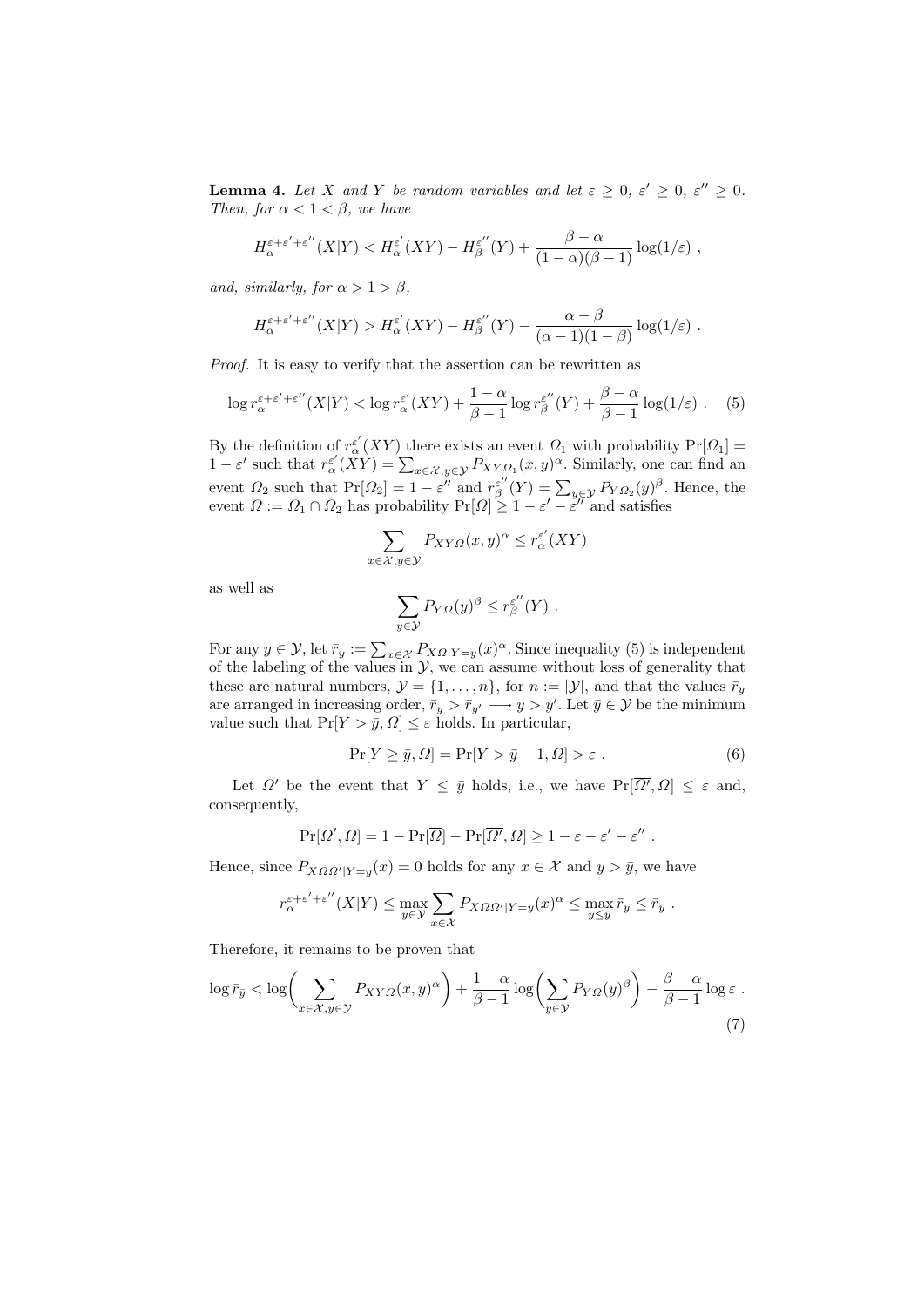**Lemma 4.** *Let $X$ and $Y$ be random variables and let $\varepsilon \geq 0$, $\varepsilon' \geq 0$, $\varepsilon'' \geq 0$. Then, for $\alpha < 1 < \beta$, we have*

$$H_{\alpha}^{\varepsilon+\varepsilon'+\varepsilon''}(X|Y) < H_{\alpha}^{\varepsilon'}(XY) - H_{\beta}^{\varepsilon''}(Y) + \frac{\beta - \alpha}{(1-\alpha)(\beta-1)} \log(1/\varepsilon) ,$$

*and, similarly, for $\alpha > 1 > \beta$,*

$$H_{\alpha}^{\varepsilon+\varepsilon'+\varepsilon''}(X|Y) > H_{\alpha}^{\varepsilon'}(XY) - H_{\beta}^{\varepsilon''}(Y) - \frac{\alpha - \beta}{(\alpha-1)(1-\beta)} \log(1/\varepsilon) .$$

*Proof.* It is easy to verify that the assertion can be rewritten as

$$\log r_{\alpha}^{\varepsilon+\varepsilon'+\varepsilon''}(X|Y) < \log r_{\alpha}^{\varepsilon'}(XY) + \frac{1-\alpha}{\beta-1} \log r_{\beta}^{\varepsilon''}(Y) + \frac{\beta-\alpha}{\beta-1} \log(1/\varepsilon) . \quad (5)$$

By the definition of $r_{\alpha}^{\varepsilon'}(XY)$ there exists an event $\Omega_1$ with probability $\Pr[\Omega_1] = 1 - \varepsilon'$ such that $r_{\alpha}^{\varepsilon'}(XY) = \sum_{x \in \mathcal{X}, y \in \mathcal{Y}} P_{XY\Omega_1}(x,y)^{\alpha}$. Similarly, one can find an event $\Omega_2$ such that $\Pr[\Omega_2] = 1 - \varepsilon''$ and $r_{\beta}^{\varepsilon''}(Y) = \sum_{y \in \mathcal{Y}} P_{Y\Omega_2}(y)^{\beta}$. Hence, the event $\Omega := \Omega_1 \cap \Omega_2$ has probability $\Pr[\Omega] \geq 1 - \varepsilon' - \varepsilon''$ and satisfies

$$\sum_{x \in \mathcal{X}, y \in \mathcal{Y}} P_{XY\Omega}(x,y)^{\alpha} \leq r_{\alpha}^{\varepsilon'}(XY)$$

as well as

$$\sum_{y \in \mathcal{Y}} P_{Y\Omega}(y)^{\beta} \leq r_{\beta}^{\varepsilon''}(Y) .$$

For any $y \in \mathcal{Y}$, let $\bar{r}_y := \sum_{x \in \mathcal{X}} P_{X\Omega|Y=y}(x)^{\alpha}$. Since inequality (5) is independent of the labeling of the values in $\mathcal{Y}$, we can assume without loss of generality that these are natural numbers, $\mathcal{Y} = \{1, \ldots, n\}$, for $n := |\mathcal{Y}|$, and that the values $\bar{r}_y$ are arranged in increasing order, $\bar{r}_y > \bar{r}_{y'} \longrightarrow y > y'$. Let $\bar{y} \in \mathcal{Y}$ be the minimum value such that $\Pr[Y > \bar{y}, \Omega] \leq \varepsilon$ holds. In particular,

$$\Pr[Y \geq \bar{y}, \Omega] = \Pr[Y > \bar{y} - 1, \Omega] > \varepsilon . \quad (6)$$

Let $\Omega'$ be the event that $Y \leq \bar{y}$ holds, i.e., we have $\Pr[\overline{\Omega'}, \Omega] \leq \varepsilon$ and, consequently,

$$\Pr[\Omega', \Omega] = 1 - \Pr[\overline{\Omega}] - \Pr[\overline{\Omega'}, \Omega] \geq 1 - \varepsilon - \varepsilon' - \varepsilon'' .$$

Hence, since $P_{X\Omega\Omega'|Y=y}(x) = 0$ holds for any $x \in \mathcal{X}$ and $y > \bar{y}$, we have

$$r_{\alpha}^{\varepsilon+\varepsilon'+\varepsilon''}(X|Y) \leq \max_{y \in \mathcal{Y}} \sum_{x \in \mathcal{X}} P_{X\Omega\Omega'|Y=y}(x)^{\alpha} \leq \max_{y \leq \bar{y}} \bar{r}_y \leq \bar{r}_{\bar{y}} .$$

Therefore, it remains to be proven that

$$\log \bar{r}_{\bar{y}} < \log\biggl(\sum_{x \in \mathcal{X}, y \in \mathcal{Y}} P_{XY\Omega}(x,y)^{\alpha}\biggr) + \frac{1-\alpha}{\beta-1} \log\biggl(\sum_{y \in \mathcal{Y}} P_{Y\Omega}(y)^{\beta}\biggr) - \frac{\beta-\alpha}{\beta-1} \log \varepsilon . \quad (7)$$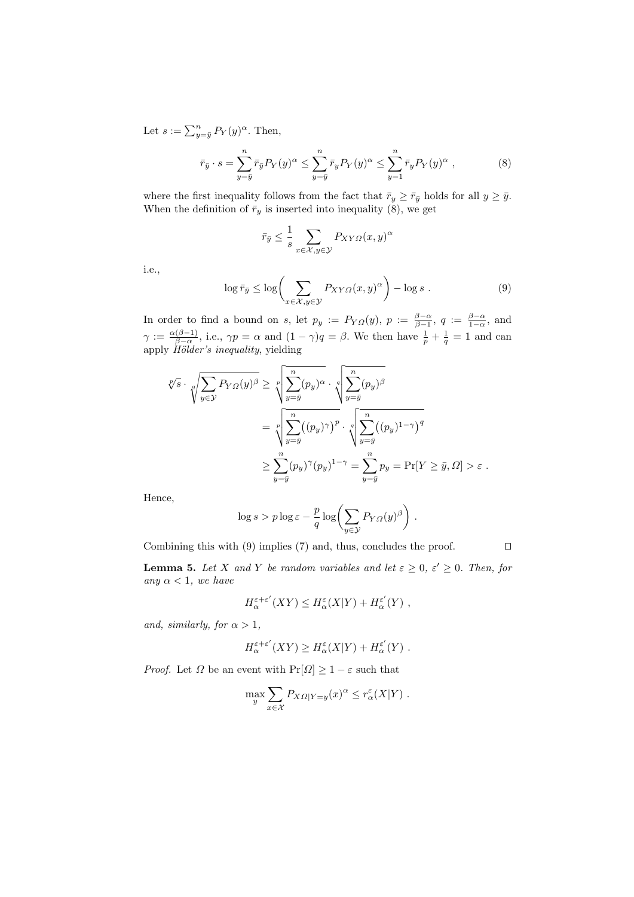Let $s := \sum_{y=\bar{y}}^{n} P_Y(y)^\alpha$. Then,

$$\bar{r}_{\bar{y}} \cdot s = \sum_{y=\bar{y}}^{n} \bar{r}_{\bar{y}} P_Y(y)^\alpha \leq \sum_{y=\bar{y}}^{n} \bar{r}_y P_Y(y)^\alpha \leq \sum_{y=1}^{n} \bar{r}_y P_Y(y)^\alpha \ , \tag{8}$$

where the first inequality follows from the fact that $\bar{r}_y \geq \bar{r}_{\bar{y}}$ holds for all $y \geq \bar{y}$. When the definition of $\bar{r}_y$ is inserted into inequality (8), we get

$$\bar{r}_{\bar{y}} \leq \frac{1}{s} \sum_{x \in \mathcal{X}, y \in \mathcal{Y}} P_{XY\Omega}(x,y)^\alpha$$

i.e.,

$$\log \bar{r}_{\bar{y}} \leq \log\biggl( \sum_{x \in \mathcal{X}, y \in \mathcal{Y}} P_{XY\Omega}(x,y)^\alpha \biggr) - \log s \ . \tag{9}$$

In order to find a bound on $s$, let $p_y := P_{Y\Omega}(y)$, $p := \frac{\beta - \alpha}{\beta - 1}$, $q := \frac{\beta - \alpha}{1 - \alpha}$, and $\gamma := \frac{\alpha(\beta - 1)}{\beta - \alpha}$, i.e., $\gamma p = \alpha$ and $(1-\gamma) q = \beta$. We then have $\frac{1}{p} + \frac{1}{q} = 1$ and can apply *Hölder's inequality*, yielding

$$\begin{aligned}
\sqrt[p]{s} \cdot \sqrt[q]{\sum_{y \in \mathcal{Y}} P_{Y\Omega}(y)^\beta} &\geq \sqrt[p]{\sum_{y=\bar{y}}^{n} (p_y)^\alpha} \cdot \sqrt[q]{\sum_{y=\bar{y}}^{n} (p_y)^\beta} \\
&= \sqrt[p]{\sum_{y=\bar{y}}^{n} \bigl((p_y)^\gamma\bigr)^p} \cdot \sqrt[q]{\sum_{y=\bar{y}}^{n} \bigl((p_y)^{1-\gamma}\bigr)^q} \\
&\geq \sum_{y=\bar{y}}^{n} (p_y)^\gamma (p_y)^{1-\gamma} = \sum_{y=\bar{y}}^{n} p_y = \Pr[Y \geq \bar{y}, \Omega] > \varepsilon \ .
\end{aligned}$$

Hence,

$$\log s > p \log \varepsilon - \frac{p}{q} \log\biggl( \sum_{y \in \mathcal{Y}} P_{Y\Omega}(y)^\beta \biggr) \ .$$

Combining this with (9) implies (7) and, thus, concludes the proof. □

**Lemma 5.** *Let $X$ and $Y$ be random variables and let $\varepsilon \geq 0$, $\varepsilon' \geq 0$. Then, for any $\alpha < 1$, we have*

$$H_\alpha^{\varepsilon + \varepsilon'}(XY) \leq H_\alpha^\varepsilon(X|Y) + H_\alpha^{\varepsilon'}(Y) \ ,$$

*and, similarly, for $\alpha > 1$,*

$$H_\alpha^{\varepsilon + \varepsilon'}(XY) \geq H_\alpha^\varepsilon(X|Y) + H_\alpha^{\varepsilon'}(Y) \ .$$

*Proof.* Let $\Omega$ be an event with $\Pr[\Omega] \geq 1 - \varepsilon$ such that

$$\max_y \sum_{x \in \mathcal{X}} P_{X\Omega|Y=y}(x)^\alpha \leq r_\alpha^\varepsilon(X|Y) \ .$$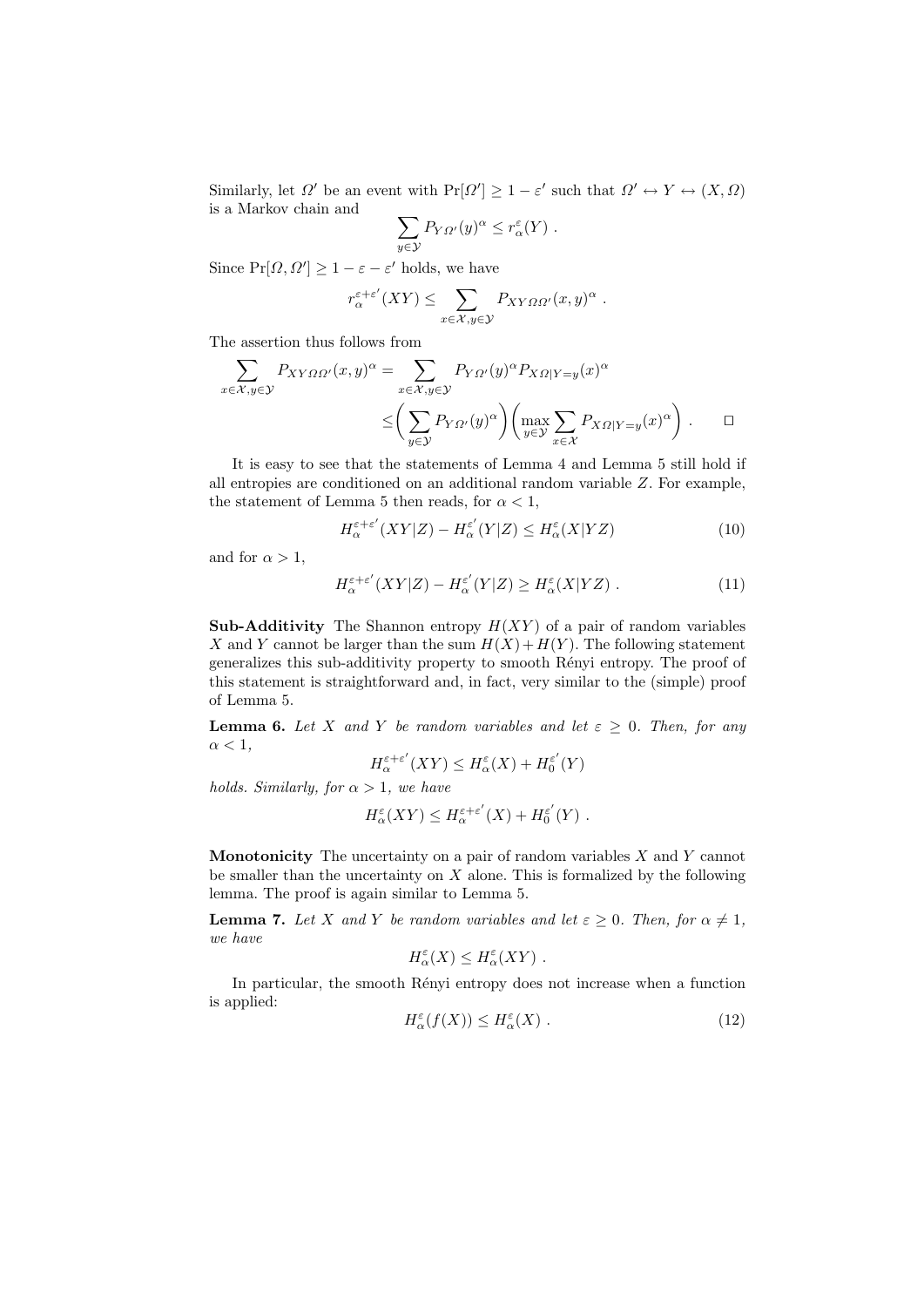Similarly, let $\Omega'$ be an event with $\Pr[\Omega'] \geq 1 - \varepsilon'$ such that $\Omega' \leftrightarrow Y \leftrightarrow (X, \Omega)$ is a Markov chain and

$$\sum_{y \in \mathcal{Y}} P_{Y\Omega'}(y)^\alpha \leq r_\alpha^\varepsilon(Y) \ .$$

Since $\Pr[\Omega, \Omega'] \geq 1 - \varepsilon - \varepsilon'$ holds, we have

$$r_\alpha^{\varepsilon+\varepsilon'}(XY) \leq \sum_{x \in \mathcal{X}, y \in \mathcal{Y}} P_{XY\Omega\Omega'}(x, y)^\alpha \ .$$

The assertion thus follows from

$$\begin{aligned}
\sum_{x \in \mathcal{X}, y \in \mathcal{Y}} P_{XY\Omega\Omega'}(x, y)^\alpha &= \sum_{x \in \mathcal{X}, y \in \mathcal{Y}} P_{Y\Omega'}(y)^\alpha P_{X\Omega|Y=y}(x)^\alpha \\
&\leq \bigg( \sum_{y \in \mathcal{Y}} P_{Y\Omega'}(y)^\alpha \bigg) \bigg( \max_{y \in \mathcal{Y}} \sum_{x \in \mathcal{X}} P_{X\Omega|Y=y}(x)^\alpha \bigg) \ . \qquad \square
\end{aligned}$$

It is easy to see that the statements of Lemma 4 and Lemma 5 still hold if all entropies are conditioned on an additional random variable $Z$. For example, the statement of Lemma 5 then reads, for $\alpha < 1$,

$$H_\alpha^{\varepsilon+\varepsilon'}(XY|Z) - H_\alpha^{\varepsilon'}(Y|Z) \leq H_\alpha^\varepsilon(X|YZ) \tag{10}$$

and for $\alpha > 1$,

$$H_\alpha^{\varepsilon+\varepsilon'}(XY|Z) - H_\alpha^{\varepsilon'}(Y|Z) \geq H_\alpha^\varepsilon(X|YZ) \ . \tag{11}$$

**Sub-Additivity** The Shannon entropy $H(XY)$ of a pair of random variables $X$ and $Y$ cannot be larger than the sum $H(X) + H(Y)$. The following statement generalizes this sub-additivity property to smooth Rényi entropy. The proof of this statement is straightforward and, in fact, very similar to the (simple) proof of Lemma 5.

**Lemma 6.** *Let $X$ and $Y$ be random variables and let $\varepsilon \geq 0$. Then, for any $\alpha < 1$,*

$$H_\alpha^{\varepsilon+\varepsilon'}(XY) \leq H_\alpha^\varepsilon(X) + H_0^{\varepsilon'}(Y)$$

*holds. Similarly, for $\alpha > 1$, we have*

$$H_\alpha^\varepsilon(XY) \leq H_\alpha^{\varepsilon+\varepsilon'}(X) + H_0^{\varepsilon'}(Y) \ .$$

**Monotonicity** The uncertainty on a pair of random variables $X$ and $Y$ cannot be smaller than the uncertainty on $X$ alone. This is formalized by the following lemma. The proof is again similar to Lemma 5.

**Lemma 7.** *Let $X$ and $Y$ be random variables and let $\varepsilon \geq 0$. Then, for $\alpha \neq 1$, we have*

$$H_\alpha^\varepsilon(X) \leq H_\alpha^\varepsilon(XY) \ .$$

In particular, the smooth Rényi entropy does not increase when a function is applied:

$$H_\alpha^\varepsilon(f(X)) \leq H_\alpha^\varepsilon(X) \ . \tag{12}$$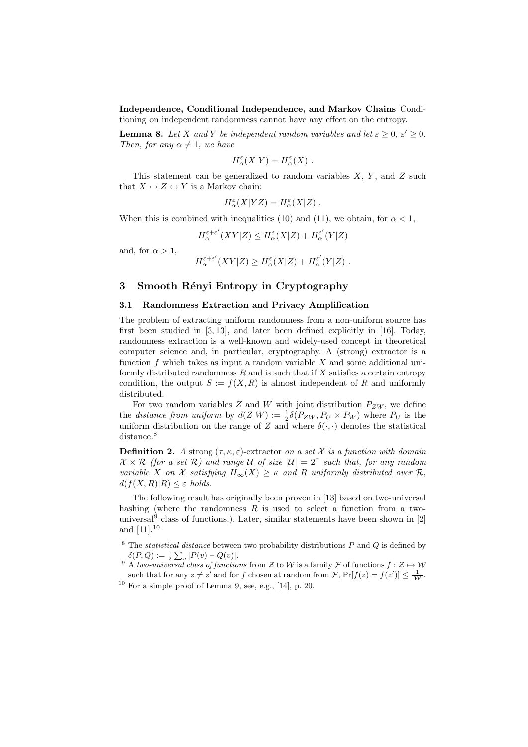**Independence, Conditional Independence, and Markov Chains** Conditioning on independent randomness cannot have any effect on the entropy.

**Lemma 8.** *Let $X$ and $Y$ be independent random variables and let $\varepsilon \geq 0$, $\varepsilon' \geq 0$. Then, for any $\alpha \neq 1$, we have*

$$H_\alpha^\varepsilon(X|Y) = H_\alpha^\varepsilon(X) \ .$$

This statement can be generalized to random variables $X$, $Y$, and $Z$ such that $X \leftrightarrow Z \leftrightarrow Y$ is a Markov chain:

$$H_\alpha^\varepsilon(X|YZ) = H_\alpha^\varepsilon(X|Z) \ .$$

When this is combined with inequalities (10) and (11), we obtain, for $\alpha < 1$,

$$H_\alpha^{\varepsilon+\varepsilon'}(XY|Z) \leq H_\alpha^\varepsilon(X|Z) + H_\alpha^{\varepsilon'}(Y|Z)$$

and, for $\alpha > 1$,

$$H_\alpha^{\varepsilon+\varepsilon'}(XY|Z) \geq H_\alpha^\varepsilon(X|Z) + H_\alpha^{\varepsilon'}(Y|Z) \ .$$

## 3 Smooth Rényi Entropy in Cryptography

### 3.1 Randomness Extraction and Privacy Amplification

The problem of extracting uniform randomness from a non-uniform source has first been studied in [3, 13], and later been defined explicitly in [16]. Today, randomness extraction is a well-known and widely-used concept in theoretical computer science and, in particular, cryptography. A (strong) extractor is a function $f$ which takes as input a random variable $X$ and some additional uniformly distributed randomness $R$ and is such that if $X$ satisfies a certain entropy condition, the output $S := f(X, R)$ is almost independent of $R$ and uniformly distributed.

For two random variables $Z$ and $W$ with joint distribution $P_{ZW}$, we define the *distance from uniform* by $d(Z|W) := \frac{1}{2}\delta(P_{ZW}, P_U \times P_W)$ where $P_U$ is the uniform distribution on the range of $Z$ and where $\delta(\cdot,\cdot)$ denotes the statistical distance.[8]

**Definition 2.** *A* strong $(\tau, \kappa, \varepsilon)$-extractor *on a set $\mathcal{X}$ is a function with domain $\mathcal{X} \times \mathcal{R}$ (for a set $\mathcal{R}$) and range $\mathcal{U}$ of size $|\mathcal{U}| = 2^\tau$ such that, for any random variable $X$ on $\mathcal{X}$ satisfying $H_\infty(X) \geq \kappa$ and $R$ uniformly distributed over $\mathcal{R}$, $d(f(X,R)|R) \leq \varepsilon$ holds.*

The following result has originally been proven in [13] based on two-universal hashing (where the randomness $R$ is used to select a function from a two-universal[9] class of functions.). Later, similar statements have been shown in [2] and [11].[10]

---

[8] The *statistical distance* between two probability distributions $P$ and $Q$ is defined by $\delta(P,Q) := \frac{1}{2}\sum_v |P(v) - Q(v)|$.

[9] A *two-universal class of functions* from $\mathcal{Z}$ to $\mathcal{W}$ is a family $\mathcal{F}$ of functions $f : \mathcal{Z} \mapsto \mathcal{W}$ such that for any $z \neq z'$ and for $f$ chosen at random from $\mathcal{F}$, $\Pr[f(z) = f(z')] \leq \frac{1}{|\mathcal{W}|}$.

[10] For a simple proof of Lemma 9, see, e.g., [14], p. 20.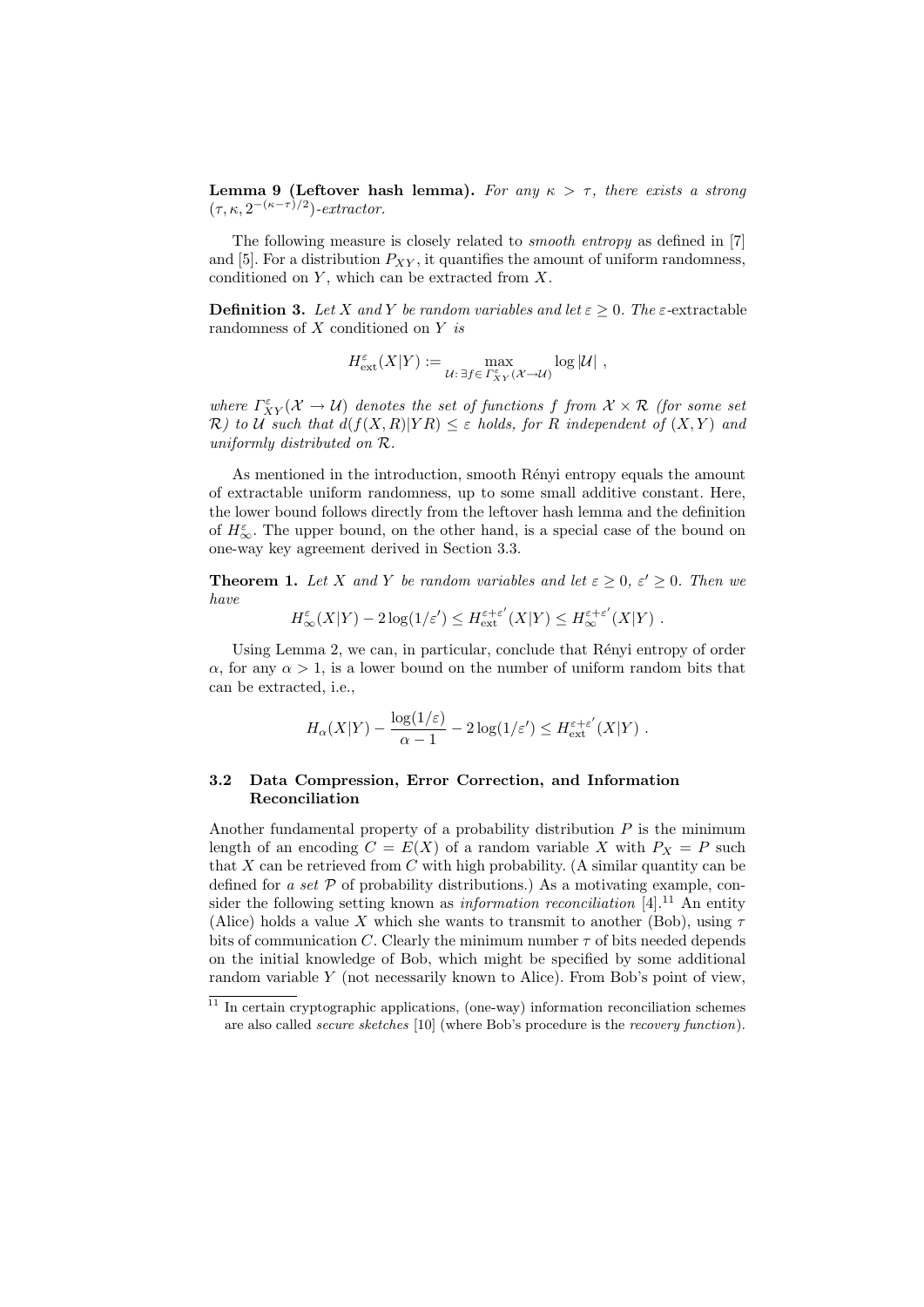**Lemma 9 (Leftover hash lemma).** *For any $\kappa > \tau$, there exists a strong $(\tau, \kappa, 2^{-(\kappa-\tau)/2})$-extractor.*

The following measure is closely related to *smooth entropy* as defined in [7] and [5]. For a distribution $P_{XY}$, it quantifies the amount of uniform randomness, conditioned on $Y$, which can be extracted from $X$.

**Definition 3.** *Let $X$ and $Y$ be random variables and let $\varepsilon \geq 0$. The $\varepsilon$-extractable randomness of $X$ conditioned on $Y$ is*

$$H^{\varepsilon}_{\mathrm{ext}}(X|Y) := \max_{\mathcal{U}:\, \exists f \in \Gamma^{\varepsilon}_{XY}(\mathcal{X} \to \mathcal{U})} \log |\mathcal{U}| ,$$

*where $\Gamma^{\varepsilon}_{XY}(\mathcal{X} \to \mathcal{U})$ denotes the set of functions $f$ from $\mathcal{X} \times \mathcal{R}$ (for some set $\mathcal{R}$) to $\mathcal{U}$ such that $d(f(X,R)|YR) \leq \varepsilon$ holds, for $R$ independent of $(X,Y)$ and uniformly distributed on $\mathcal{R}$.*

As mentioned in the introduction, smooth Rényi entropy equals the amount of extractable uniform randomness, up to some small additive constant. Here, the lower bound follows directly from the leftover hash lemma and the definition of $H^{\varepsilon}_{\infty}$. The upper bound, on the other hand, is a special case of the bound on one-way key agreement derived in Section 3.3.

**Theorem 1.** *Let $X$ and $Y$ be random variables and let $\varepsilon \geq 0$, $\varepsilon' \geq 0$. Then we have*

$$H^{\varepsilon}_{\infty}(X|Y) - 2\log(1/\varepsilon') \leq H^{\varepsilon+\varepsilon'}_{\mathrm{ext}}(X|Y) \leq H^{\varepsilon+\varepsilon'}_{\infty}(X|Y) .$$

Using Lemma 2, we can, in particular, conclude that Rényi entropy of order $\alpha$, for any $\alpha > 1$, is a lower bound on the number of uniform random bits that can be extracted, i.e.,

$$H_{\alpha}(X|Y) - \frac{\log(1/\varepsilon)}{\alpha - 1} - 2\log(1/\varepsilon') \leq H^{\varepsilon+\varepsilon'}_{\mathrm{ext}}(X|Y) .$$

### 3.2 Data Compression, Error Correction, and Information Reconciliation

Another fundamental property of a probability distribution $P$ is the minimum length of an encoding $C = E(X)$ of a random variable $X$ with $P_X = P$ such that $X$ can be retrieved from $C$ with high probability. (A similar quantity can be defined for *a set* $\mathcal{P}$ of probability distributions.) As a motivating example, consider the following setting known as *information reconciliation* [4].[11] An entity (Alice) holds a value $X$ which she wants to transmit to another (Bob), using $\tau$ bits of communication $C$. Clearly the minimum number $\tau$ of bits needed depends on the initial knowledge of Bob, which might be specified by some additional random variable $Y$ (not necessarily known to Alice). From Bob's point of view,

[11] In certain cryptographic applications, (one-way) information reconciliation schemes are also called *secure sketches* [10] (where Bob's procedure is the *recovery function*).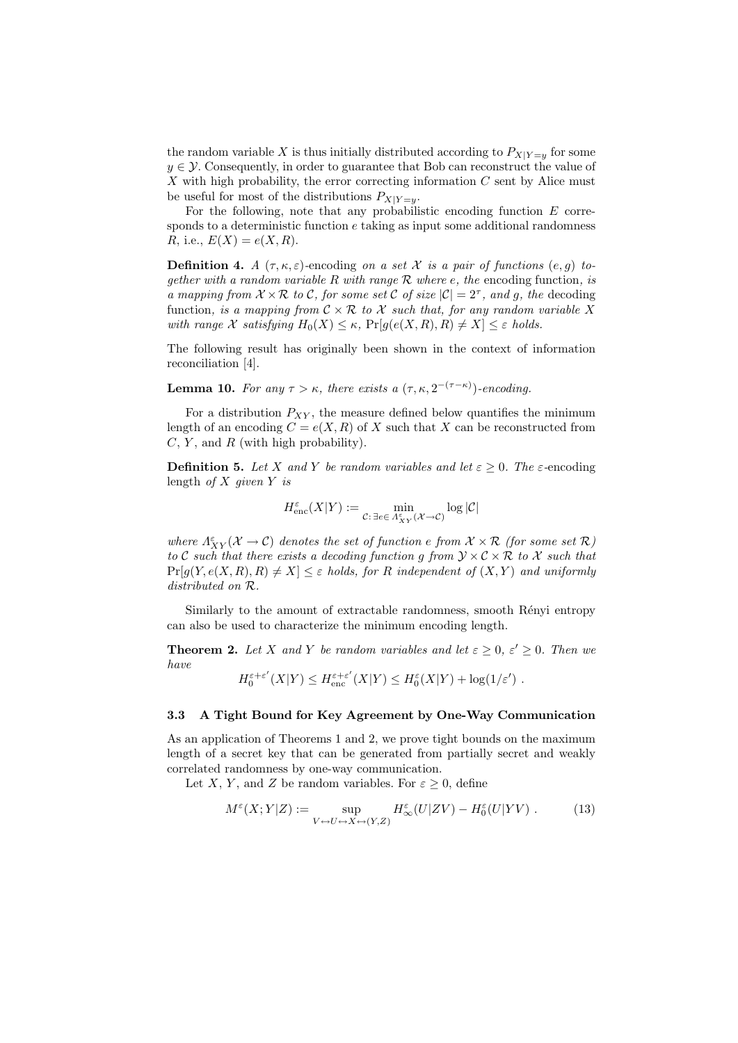the random variable $X$ is thus initially distributed according to $P_{X|Y=y}$ for some $y \in \mathcal{Y}$. Consequently, in order to guarantee that Bob can reconstruct the value of $X$ with high probability, the error correcting information $C$ sent by Alice must be useful for most of the distributions $P_{X|Y=y}$.

For the following, note that any probabilistic encoding function $E$ corresponds to a deterministic function $e$ taking as input some additional randomness $R$, i.e., $E(X) = e(X, R)$.

**Definition 4.** *A $(\tau, \kappa, \varepsilon)$-*encoding *on a set $\mathcal{X}$ is a pair of functions $(e, g)$ together with a random variable $R$ with range $\mathcal{R}$ where $e$, the* encoding function*, is a mapping from $\mathcal{X} \times \mathcal{R}$ to $\mathcal{C}$, for some set $\mathcal{C}$ of size $|\mathcal{C}| = 2^\tau$, and $g$, the* decoding function*, is a mapping from $\mathcal{C} \times \mathcal{R}$ to $\mathcal{X}$ such that, for any random variable $X$ with range $\mathcal{X}$ satisfying $H_0(X) \leq \kappa$, $\Pr[g(e(X, R), R) \neq X] \leq \varepsilon$ holds.*

The following result has originally been shown in the context of information reconciliation [4].

**Lemma 10.** *For any $\tau > \kappa$, there exists a $(\tau, \kappa, 2^{-(\tau-\kappa)})$-encoding.*

For a distribution $P_{XY}$, the measure defined below quantifies the minimum length of an encoding $C = e(X, R)$ of $X$ such that $X$ can be reconstructed from $C$, $Y$, and $R$ (with high probability).

**Definition 5.** *Let $X$ and $Y$ be random variables and let $\varepsilon \geq 0$. The $\varepsilon$-*encoding length *of $X$ given $Y$ is*

$$H_{\mathrm{enc}}^{\varepsilon}(X|Y) := \min_{\mathcal{C} :\, \exists e \in \Lambda_{XY}^{\varepsilon}(\mathcal{X} \to \mathcal{C})} \log |\mathcal{C}|$$

*where $\Lambda_{XY}^{\varepsilon}(\mathcal{X} \to \mathcal{C})$ denotes the set of function $e$ from $\mathcal{X} \times \mathcal{R}$ (for some set $\mathcal{R}$) to $\mathcal{C}$ such that there exists a decoding function $g$ from $\mathcal{Y} \times \mathcal{C} \times \mathcal{R}$ to $\mathcal{X}$ such that $\Pr[g(Y, e(X, R), R) \neq X] \leq \varepsilon$ holds, for $R$ independent of $(X, Y)$ and uniformly distributed on $\mathcal{R}$.*

Similarly to the amount of extractable randomness, smooth Rényi entropy can also be used to characterize the minimum encoding length.

**Theorem 2.** *Let $X$ and $Y$ be random variables and let $\varepsilon \geq 0$, $\varepsilon' \geq 0$. Then we have*

$$H_0^{\varepsilon+\varepsilon'}(X|Y) \leq H_{\mathrm{enc}}^{\varepsilon+\varepsilon'}(X|Y) \leq H_0^{\varepsilon}(X|Y) + \log(1/\varepsilon') .$$

### 3.3 A Tight Bound for Key Agreement by One-Way Communication

As an application of Theorems 1 and 2, we prove tight bounds on the maximum length of a secret key that can be generated from partially secret and weakly correlated randomness by one-way communication.

Let $X$, $Y$, and $Z$ be random variables. For $\varepsilon \geq 0$, define

$$M^{\varepsilon}(X; Y|Z) := \sup_{V \leftrightarrow U \leftrightarrow X \leftrightarrow (Y,Z)} H_{\infty}^{\varepsilon}(U|ZV) - H_0^{\varepsilon}(U|YV) . \tag{13}$$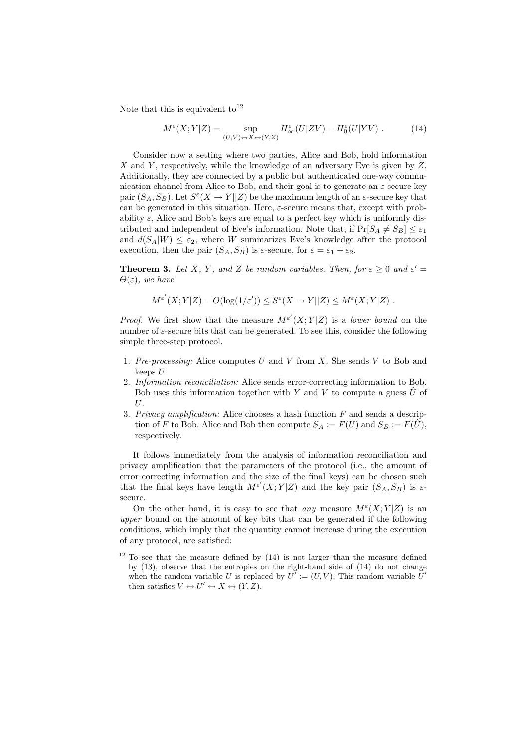Note that this is equivalent to[12]

$$M^{\varepsilon}(X;Y|Z) = \sup_{(U,V)\leftrightarrow X\leftrightarrow (Y,Z)} H_{\infty}^{\varepsilon}(U|ZV) - H_0^{\varepsilon}(U|YV) \ . \tag{14}$$

Consider now a setting where two parties, Alice and Bob, hold information $X$ and $Y$, respectively, while the knowledge of an adversary Eve is given by $Z$. Additionally, they are connected by a public but authenticated one-way communication channel from Alice to Bob, and their goal is to generate an $\varepsilon$-secure key pair $(S_A, S_B)$. Let $S^{\varepsilon}(X \to Y||Z)$ be the maximum length of an $\varepsilon$-secure key that can be generated in this situation. Here, $\varepsilon$-secure means that, except with probability $\varepsilon$, Alice and Bob's keys are equal to a perfect key which is uniformly distributed and independent of Eve's information. Note that, if $\Pr[S_A \neq S_B] \leq \varepsilon_1$ and $d(S_A|W) \leq \varepsilon_2$, where $W$ summarizes Eve's knowledge after the protocol execution, then the pair $(S_A, S_B)$ is $\varepsilon$-secure, for $\varepsilon = \varepsilon_1 + \varepsilon_2$.

**Theorem 3.** *Let $X$, $Y$, and $Z$ be random variables. Then, for $\varepsilon \geq 0$ and $\varepsilon' = \Theta(\varepsilon)$, we have*

$$M^{\varepsilon'}(X;Y|Z) - O(\log(1/\varepsilon')) \leq S^{\varepsilon}(X \to Y||Z) \leq M^{\varepsilon}(X;Y|Z) \ .$$

*Proof.* We first show that the measure $M^{\varepsilon'}(X;Y|Z)$ is a *lower bound* on the number of $\varepsilon$-secure bits that can be generated. To see this, consider the following simple three-step protocol.

1. *Pre-processing:* Alice computes $U$ and $V$ from $X$. She sends $V$ to Bob and keeps $U$.
2. *Information reconciliation:* Alice sends error-correcting information to Bob. Bob uses this information together with $Y$ and $V$ to compute a guess $\hat{U}$ of $U$.
3. *Privacy amplification:* Alice chooses a hash function $F$ and sends a description of $F$ to Bob. Alice and Bob then compute $S_A := F(U)$ and $S_B := F(\hat{U})$, respectively.

It follows immediately from the analysis of information reconciliation and privacy amplification that the parameters of the protocol (i.e., the amount of error correcting information and the size of the final keys) can be chosen such that the final keys have length $M^{\varepsilon'}(X;Y|Z)$ and the key pair $(S_A, S_B)$ is $\varepsilon$-secure.

On the other hand, it is easy to see that *any* measure $M^{\varepsilon}(X;Y|Z)$ is an *upper* bound on the amount of key bits that can be generated if the following conditions, which imply that the quantity cannot increase during the execution of any protocol, are satisfied:

[12] To see that the measure defined by (14) is not larger than the measure defined by (13), observe that the entropies on the right-hand side of (14) do not change when the random variable $U$ is replaced by $U' := (U, V)$. This random variable $U'$ then satisfies $V \leftrightarrow U' \leftrightarrow X \leftrightarrow (Y, Z)$.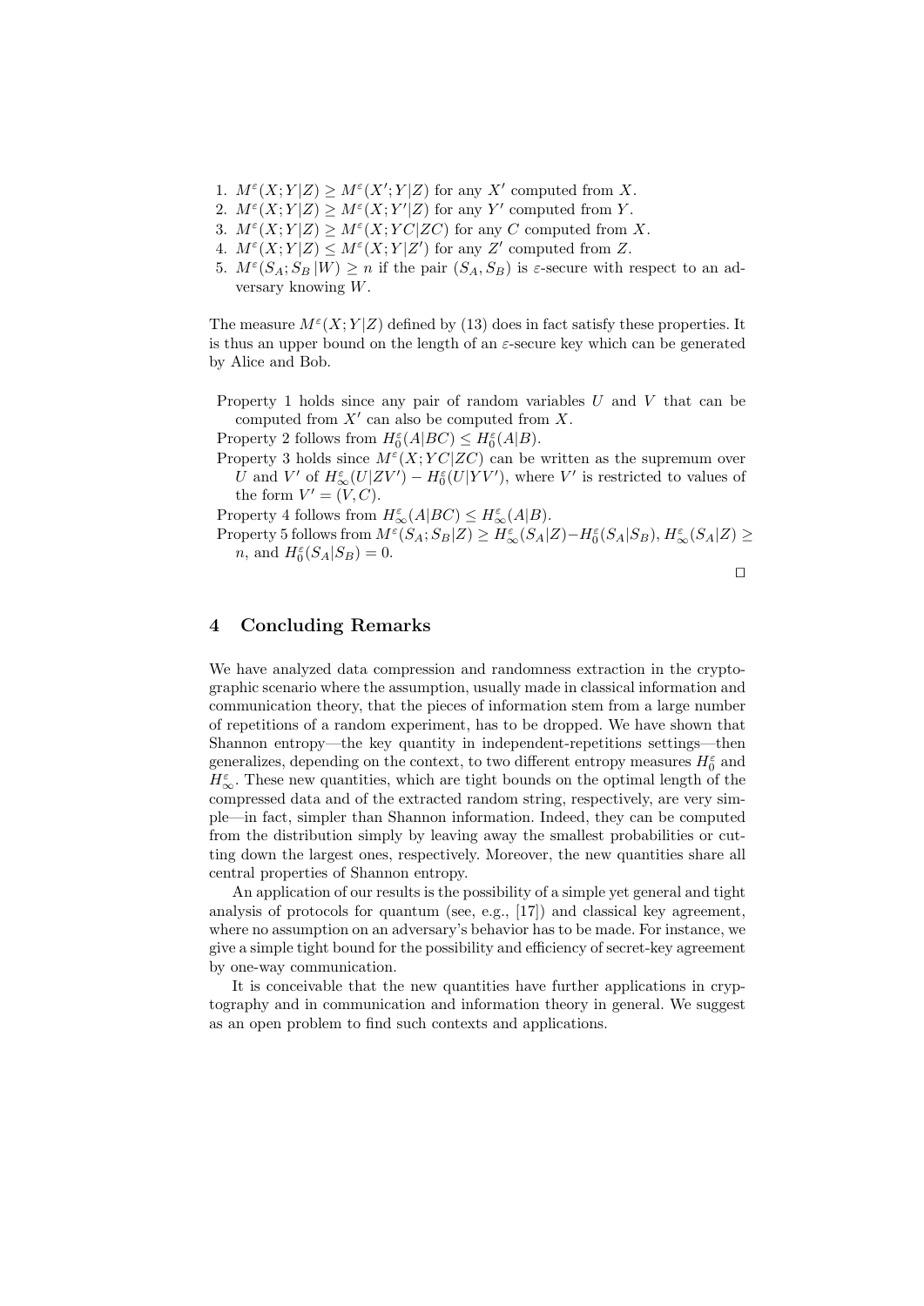1. $M^{\varepsilon}(X;Y|Z) \geq M^{\varepsilon}(X';Y|Z)$ for any $X'$ computed from $X$.
2. $M^{\varepsilon}(X;Y|Z) \geq M^{\varepsilon}(X;Y'|Z)$ for any $Y'$ computed from $Y$.
3. $M^{\varepsilon}(X;Y|Z) \geq M^{\varepsilon}(X;YC|ZC)$ for any $C$ computed from $X$.
4. $M^{\varepsilon}(X;Y|Z) \leq M^{\varepsilon}(X;Y|Z')$ for any $Z'$ computed from $Z$.
5. $M^{\varepsilon}(S_A;S_B\,|W) \geq n$ if the pair $(S_A, S_B)$ is $\varepsilon$-secure with respect to an adversary knowing $W$.

The measure $M^{\varepsilon}(X;Y|Z)$ defined by (13) does in fact satisfy these properties. It is thus an upper bound on the length of an $\varepsilon$-secure key which can be generated by Alice and Bob.

Property 1 holds since any pair of random variables $U$ and $V$ that can be computed from $X'$ can also be computed from $X$.

Property 2 follows from $H_0^{\varepsilon}(A|BC) \leq H_0^{\varepsilon}(A|B)$.

Property 3 holds since $M^{\varepsilon}(X;YC|ZC)$ can be written as the supremum over $U$ and $V'$ of $H_\infty^{\varepsilon}(U|ZV') - H_0^{\varepsilon}(U|YV')$, where $V'$ is restricted to values of the form $V' = (V, C)$.

Property 4 follows from $H_\infty^{\varepsilon}(A|BC) \leq H_\infty^{\varepsilon}(A|B)$.

Property 5 follows from $M^{\varepsilon}(S_A;S_B|Z) \geq H_\infty^{\varepsilon}(S_A|Z) - H_0^{\varepsilon}(S_A|S_B)$, $H_\infty^{\varepsilon}(S_A|Z) \geq n$, and $H_0^{\varepsilon}(S_A|S_B) = 0$.

□

## 4 Concluding Remarks

We have analyzed data compression and randomness extraction in the cryptographic scenario where the assumption, usually made in classical information and communication theory, that the pieces of information stem from a large number of repetitions of a random experiment, has to be dropped. We have shown that Shannon entropy—the key quantity in independent-repetitions settings—then generalizes, depending on the context, to two different entropy measures $H_0^{\varepsilon}$ and $H_\infty^{\varepsilon}$. These new quantities, which are tight bounds on the optimal length of the compressed data and of the extracted random string, respectively, are very simple—in fact, simpler than Shannon information. Indeed, they can be computed from the distribution simply by leaving away the smallest probabilities or cutting down the largest ones, respectively. Moreover, the new quantities share all central properties of Shannon entropy.

An application of our results is the possibility of a simple yet general and tight analysis of protocols for quantum (see, e.g., [17]) and classical key agreement, where no assumption on an adversary's behavior has to be made. For instance, we give a simple tight bound for the possibility and efficiency of secret-key agreement by one-way communication.

It is conceivable that the new quantities have further applications in cryptography and in communication and information theory in general. We suggest as an open problem to find such contexts and applications.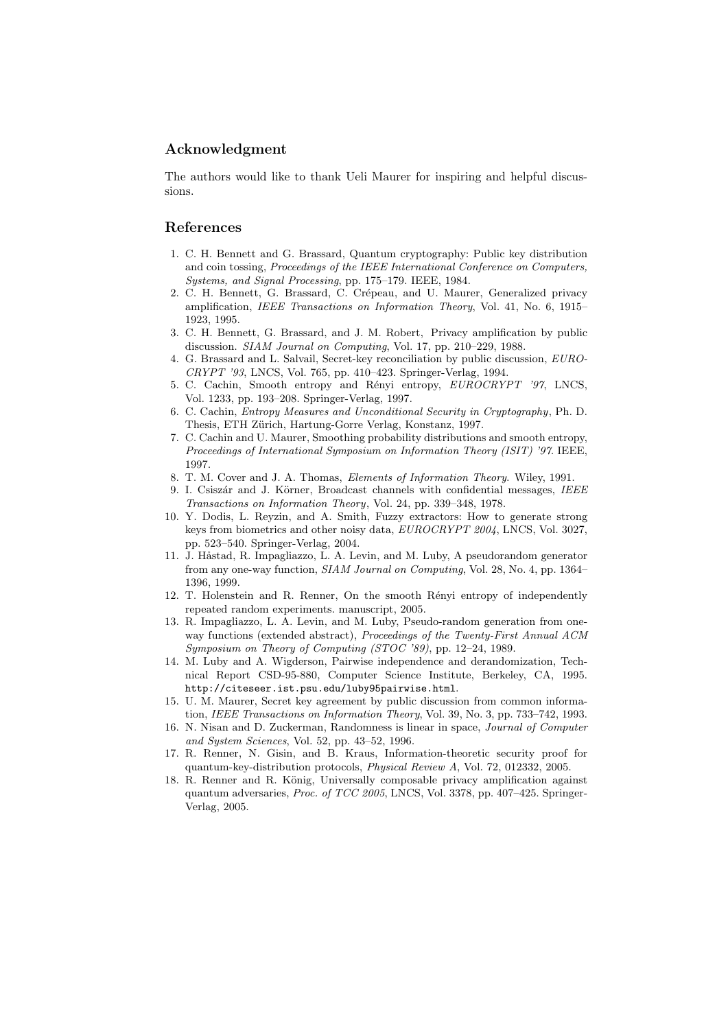## Acknowledgment

The authors would like to thank Ueli Maurer for inspiring and helpful discussions.

## References

1. C. H. Bennett and G. Brassard, Quantum cryptography: Public key distribution and coin tossing, *Proceedings of the IEEE International Conference on Computers, Systems, and Signal Processing*, pp. 175–179. IEEE, 1984.
2. C. H. Bennett, G. Brassard, C. Crépeau, and U. Maurer, Generalized privacy amplification, *IEEE Transactions on Information Theory*, Vol. 41, No. 6, 1915–1923, 1995.
3. C. H. Bennett, G. Brassard, and J. M. Robert, Privacy amplification by public discussion. *SIAM Journal on Computing*, Vol. 17, pp. 210–229, 1988.
4. G. Brassard and L. Salvail, Secret-key reconciliation by public discussion, *EUROCRYPT '93*, LNCS, Vol. 765, pp. 410–423. Springer-Verlag, 1994.
5. C. Cachin, Smooth entropy and Rényi entropy, *EUROCRYPT '97*, LNCS, Vol. 1233, pp. 193–208. Springer-Verlag, 1997.
6. C. Cachin, *Entropy Measures and Unconditional Security in Cryptography*, Ph. D. Thesis, ETH Zürich, Hartung-Gorre Verlag, Konstanz, 1997.
7. C. Cachin and U. Maurer, Smoothing probability distributions and smooth entropy, *Proceedings of International Symposium on Information Theory (ISIT) '97*. IEEE, 1997.
8. T. M. Cover and J. A. Thomas, *Elements of Information Theory*. Wiley, 1991.
9. I. Csiszár and J. Körner, Broadcast channels with confidential messages, *IEEE Transactions on Information Theory*, Vol. 24, pp. 339–348, 1978.
10. Y. Dodis, L. Reyzin, and A. Smith, Fuzzy extractors: How to generate strong keys from biometrics and other noisy data, *EUROCRYPT 2004*, LNCS, Vol. 3027, pp. 523–540. Springer-Verlag, 2004.
11. J. Håstad, R. Impagliazzo, L. A. Levin, and M. Luby, A pseudorandom generator from any one-way function, *SIAM Journal on Computing*, Vol. 28, No. 4, pp. 1364–1396, 1999.
12. T. Holenstein and R. Renner, On the smooth Rényi entropy of independently repeated random experiments. manuscript, 2005.
13. R. Impagliazzo, L. A. Levin, and M. Luby, Pseudo-random generation from one-way functions (extended abstract), *Proceedings of the Twenty-First Annual ACM Symposium on Theory of Computing (STOC '89)*, pp. 12–24, 1989.
14. M. Luby and A. Wigderson, Pairwise independence and derandomization, Technical Report CSD-95-880, Computer Science Institute, Berkeley, CA, 1995. `http://citeseer.ist.psu.edu/luby95pairwise.html`.
15. U. M. Maurer, Secret key agreement by public discussion from common information, *IEEE Transactions on Information Theory*, Vol. 39, No. 3, pp. 733–742, 1993.
16. N. Nisan and D. Zuckerman, Randomness is linear in space, *Journal of Computer and System Sciences*, Vol. 52, pp. 43–52, 1996.
17. R. Renner, N. Gisin, and B. Kraus, Information-theoretic security proof for quantum-key-distribution protocols, *Physical Review A*, Vol. 72, 012332, 2005.
18. R. Renner and R. König, Universally composable privacy amplification against quantum adversaries, *Proc. of TCC 2005*, LNCS, Vol. 3378, pp. 407–425. Springer-Verlag, 2005.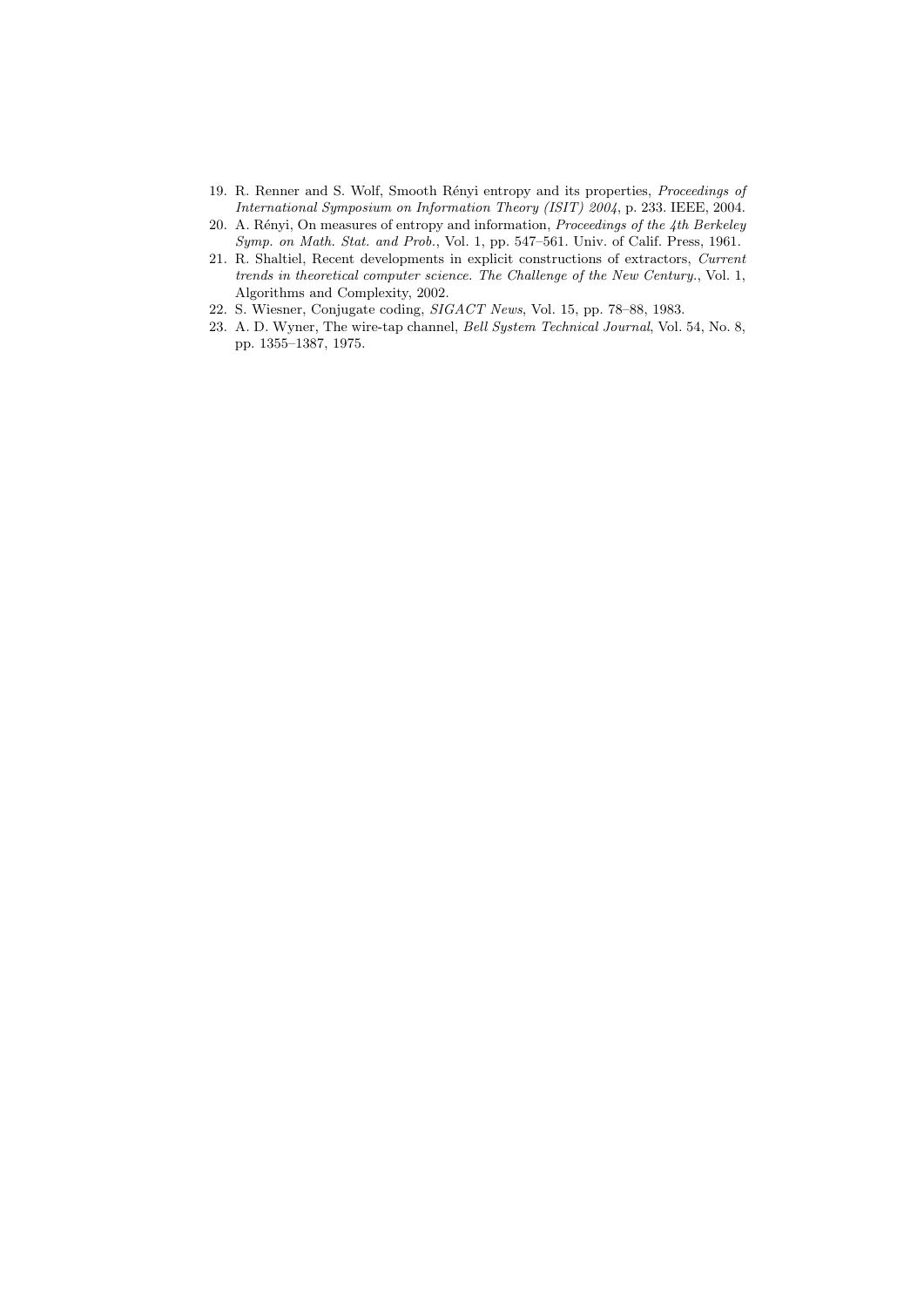19. R. Renner and S. Wolf, Smooth Rényi entropy and its properties, *Proceedings of International Symposium on Information Theory (ISIT) 2004*, p. 233. IEEE, 2004.
20. A. Rényi, On measures of entropy and information, *Proceedings of the 4th Berkeley Symp. on Math. Stat. and Prob.*, Vol. 1, pp. 547–561. Univ. of Calif. Press, 1961.
21. R. Shaltiel, Recent developments in explicit constructions of extractors, *Current trends in theoretical computer science. The Challenge of the New Century.*, Vol. 1, Algorithms and Complexity, 2002.
22. S. Wiesner, Conjugate coding, *SIGACT News*, Vol. 15, pp. 78–88, 1983.
23. A. D. Wyner, The wire-tap channel, *Bell System Technical Journal*, Vol. 54, No. 8, pp. 1355–1387, 1975.